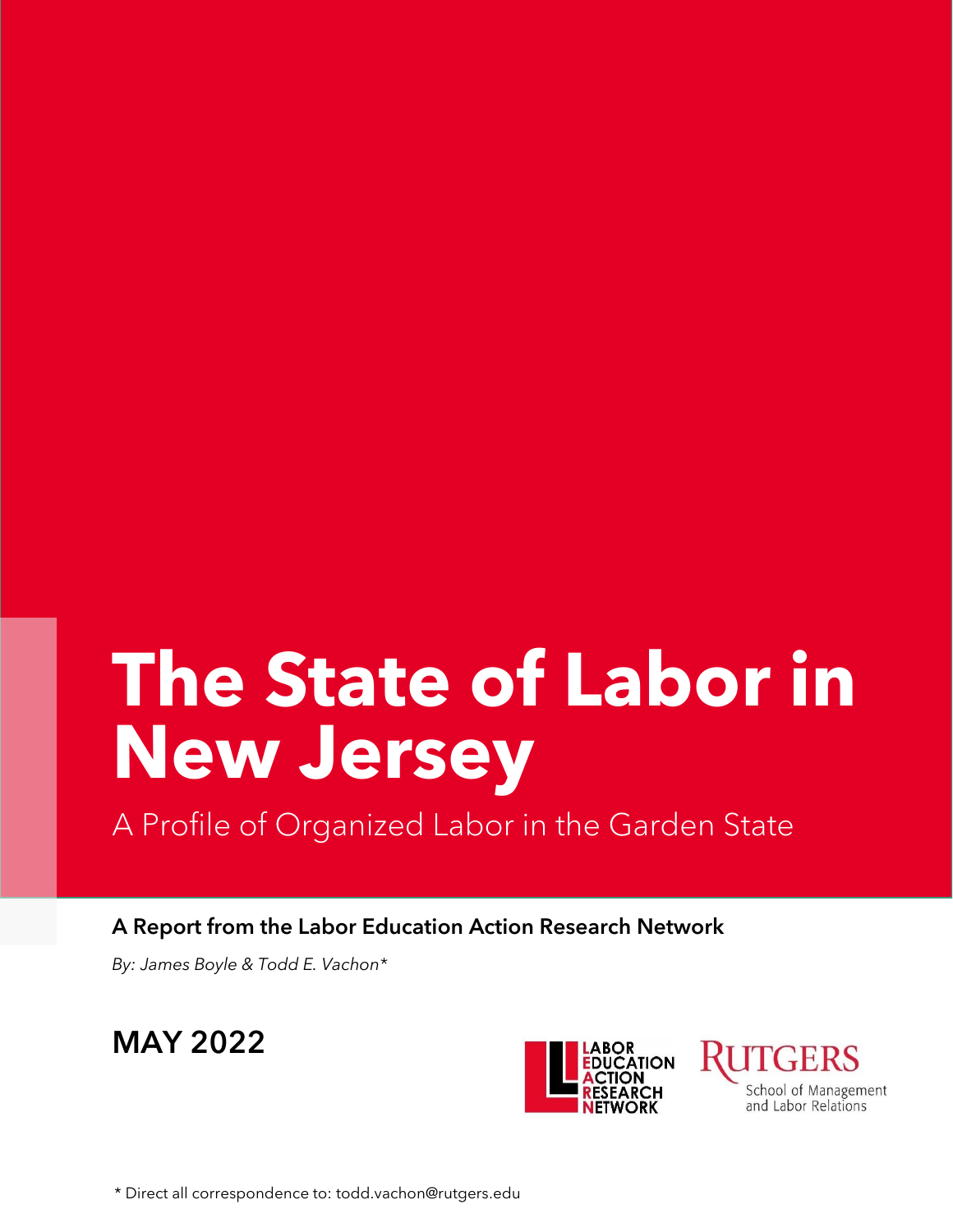# The State of Labor in New Jersey

## A Profile of Organized Labor in the Garden State

**A Report from the Labor Education Action Research Network**

*By: James Boyle & Todd E. Vachon**

**MAY 2022**

LABOR EDUCATION ACTION RESEARCH NETWORK

RUTGERS School of Management and Labor Relations

* Direct all correspondence to: todd.vachon@rutgers.edu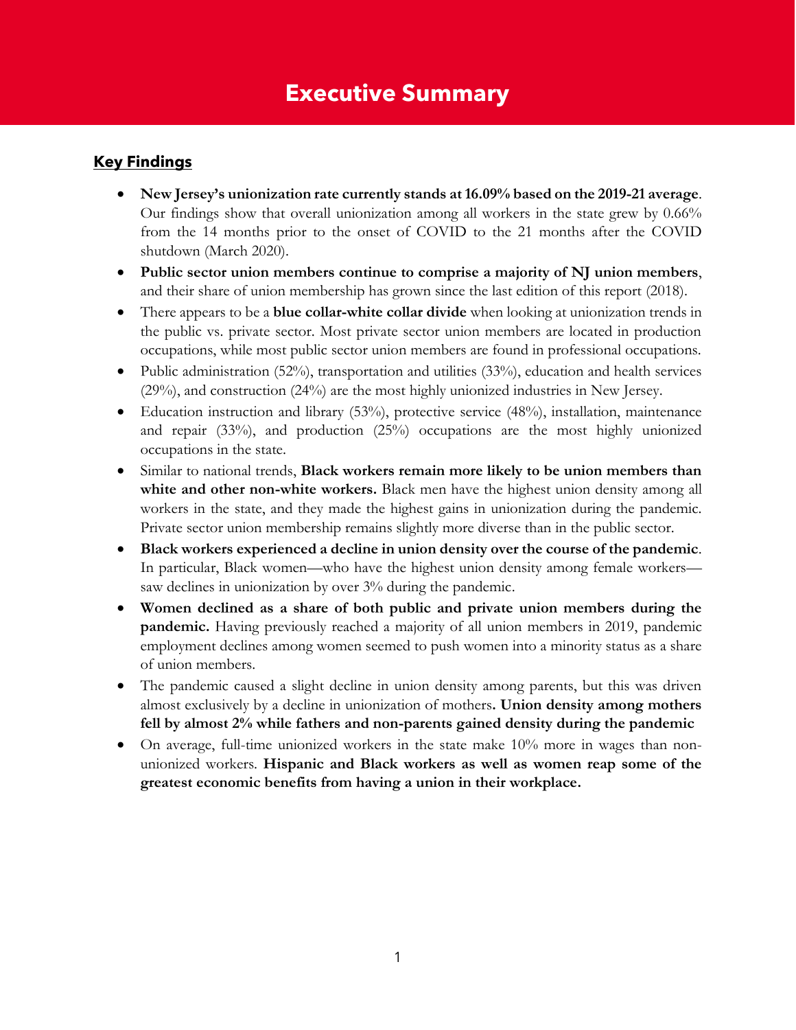# Executive Summary

## Key Findings

- **New Jersey's unionization rate currently stands at 16.09% based on the 2019-21 average**. Our findings show that overall unionization among all workers in the state grew by 0.66% from the 14 months prior to the onset of COVID to the 21 months after the COVID shutdown (March 2020).
- **Public sector union members continue to comprise a majority of NJ union members**, and their share of union membership has grown since the last edition of this report (2018).
- There appears to be a **blue collar-white collar divide** when looking at unionization trends in the public vs. private sector. Most private sector union members are located in production occupations, while most public sector union members are found in professional occupations.
- Public administration (52%), transportation and utilities (33%), education and health services (29%), and construction (24%) are the most highly unionized industries in New Jersey.
- Education instruction and library (53%), protective service (48%), installation, maintenance and repair (33%), and production (25%) occupations are the most highly unionized occupations in the state.
- Similar to national trends, **Black workers remain more likely to be union members than white and other non-white workers.** Black men have the highest union density among all workers in the state, and they made the highest gains in unionization during the pandemic. Private sector union membership remains slightly more diverse than in the public sector.
- **Black workers experienced a decline in union density over the course of the pandemic**. In particular, Black women—who have the highest union density among female workers—saw declines in unionization by over 3% during the pandemic.
- **Women declined as a share of both public and private union members during the pandemic.** Having previously reached a majority of all union members in 2019, pandemic employment declines among women seemed to push women into a minority status as a share of union members.
- The pandemic caused a slight decline in union density among parents, but this was driven almost exclusively by a decline in unionization of mothers**. Union density among mothers fell by almost 2% while fathers and non-parents gained density during the pandemic**
- On average, full-time unionized workers in the state make 10% more in wages than non-unionized workers. **Hispanic and Black workers as well as women reap some of the greatest economic benefits from having a union in their workplace.**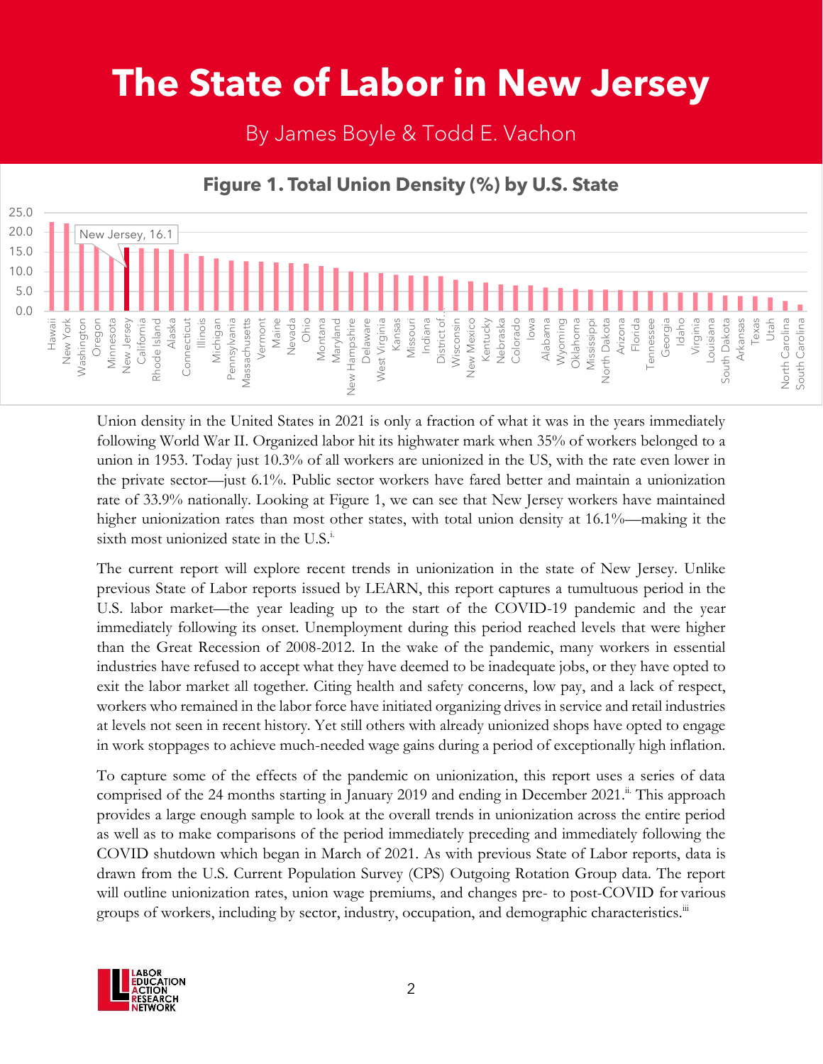# The State of Labor in New Jersey

By James Boyle & Todd E. Vachon

**Figure 1. Total Union Density (%) by U.S. State**

Union density in the United States in 2021 is only a fraction of what it was in the years immediately following World War II. Organized labor hit its highwater mark when 35% of workers belonged to a union in 1953. Today just 10.3% of all workers are unionized in the US, with the rate even lower in the private sector—just 6.1%. Public sector workers have fared better and maintain a unionization rate of 33.9% nationally. Looking at Figure 1, we can see that New Jersey workers have maintained higher unionization rates than most other states, with total union density at 16.1%—making it the sixth most unionized state in the U.S.[i]

The current report will explore recent trends in unionization in the state of New Jersey. Unlike previous State of Labor reports issued by LEARN, this report captures a tumultuous period in the U.S. labor market—the year leading up to the start of the COVID-19 pandemic and the year immediately following its onset. Unemployment during this period reached levels that were higher than the Great Recession of 2008-2012. In the wake of the pandemic, many workers in essential industries have refused to accept what they have deemed to be inadequate jobs, or they have opted to exit the labor market all together. Citing health and safety concerns, low pay, and a lack of respect, workers who remained in the labor force have initiated organizing drives in service and retail industries at levels not seen in recent history. Yet still others with already unionized shops have opted to engage in work stoppages to achieve much-needed wage gains during a period of exceptionally high inflation.

To capture some of the effects of the pandemic on unionization, this report uses a series of data comprised of the 24 months starting in January 2019 and ending in December 2021.[ii] This approach provides a large enough sample to look at the overall trends in unionization across the entire period as well as to make comparisons of the period immediately preceding and immediately following the COVID shutdown which began in March of 2021. As with previous State of Labor reports, data is drawn from the U.S. Current Population Survey (CPS) Outgoing Rotation Group data. The report will outline unionization rates, union wage premiums, and changes pre- to post-COVID for various groups of workers, including by sector, industry, occupation, and demographic characteristics.[iii]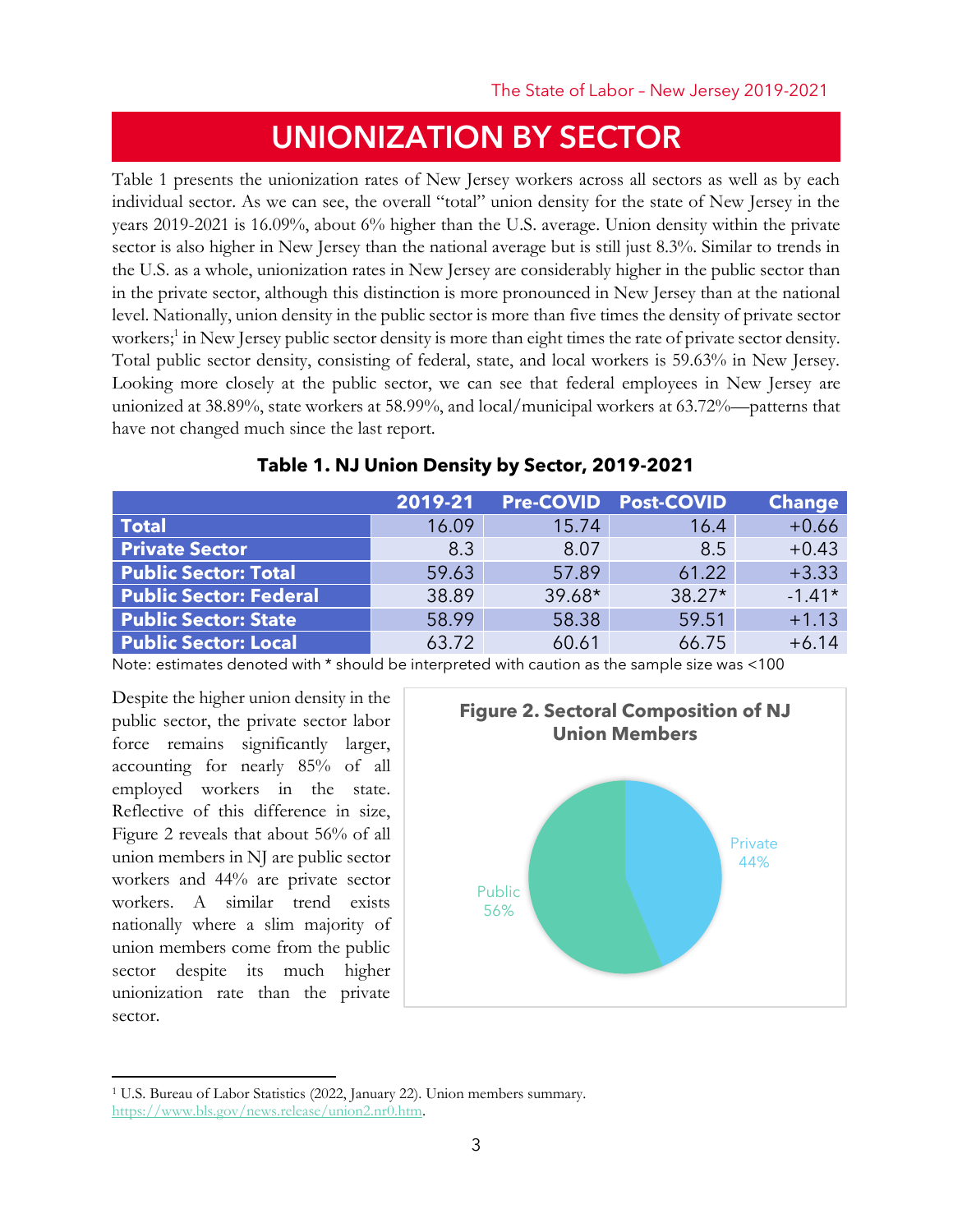## UNIONIZATION BY SECTOR

Table 1 presents the unionization rates of New Jersey workers across all sectors as well as by each individual sector. As we can see, the overall "total" union density for the state of New Jersey in the years 2019-2021 is 16.09%, about 6% higher than the U.S. average. Union density within the private sector is also higher in New Jersey than the national average but is still just 8.3%. Similar to trends in the U.S. as a whole, unionization rates in New Jersey are considerably higher in the public sector than in the private sector, although this distinction is more pronounced in New Jersey than at the national level. Nationally, union density in the public sector is more than five times the density of private sector workers;[1] in New Jersey public sector density is more than eight times the rate of private sector density. Total public sector density, consisting of federal, state, and local workers is 59.63% in New Jersey. Looking more closely at the public sector, we can see that federal employees in New Jersey are unionized at 38.89%, state workers at 58.99%, and local/municipal workers at 63.72%—patterns that have not changed much since the last report.

**Table 1. NJ Union Density by Sector, 2019-2021**

| | 2019-21 | Pre-COVID | Post-COVID | Change |
|---|---|---|---|---|
| **Total** | 16.09 | 15.74 | 16.4 | +0.66 |
| **Private Sector** | 8.3 | 8.07 | 8.5 | +0.43 |
| **Public Sector: Total** | 59.63 | 57.89 | 61.22 | +3.33 |
| **Public Sector: Federal** | 38.89 | 39.68* | 38.27* | -1.41* |
| **Public Sector: State** | 58.99 | 58.38 | 59.51 | +1.13 |
| **Public Sector: Local** | 63.72 | 60.61 | 66.75 | +6.14 |

Note: estimates denoted with * should be interpreted with caution as the sample size was <100

Despite the higher union density in the public sector, the private sector labor force remains significantly larger, accounting for nearly 85% of all employed workers in the state. Reflective of this difference in size, Figure 2 reveals that about 56% of all union members in NJ are public sector workers and 44% are private sector workers. A similar trend exists nationally where a slim majority of union members come from the public sector despite its much higher unionization rate than the private sector.

**Figure 2. Sectoral Composition of NJ Union Members**

Private 44%

Public 56%

[1] U.S. Bureau of Labor Statistics (2022, January 22). Union members summary. https://www.bls.gov/news.release/union2.nr0.htm.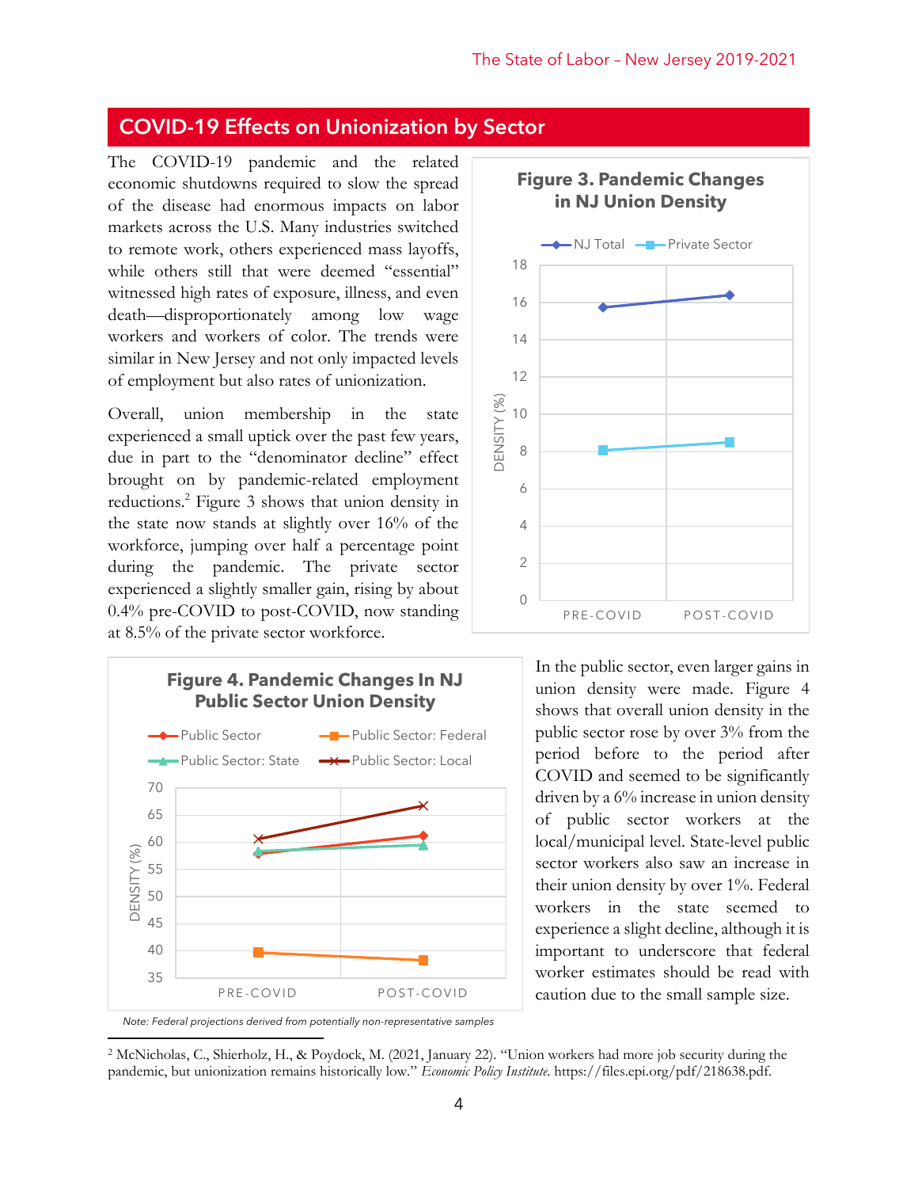## COVID-19 Effects on Unionization by Sector

The COVID-19 pandemic and the related economic shutdowns required to slow the spread of the disease had enormous impacts on labor markets across the U.S. Many industries switched to remote work, others experienced mass layoffs, while others still that were deemed "essential" witnessed high rates of exposure, illness, and even death—disproportionately among low wage workers and workers of color. The trends were similar in New Jersey and not only impacted levels of employment but also rates of unionization.

Overall, union membership in the state experienced a small uptick over the past few years, due in part to the "denominator decline" effect brought on by pandemic-related employment reductions.[2] Figure 3 shows that union density in the state now stands at slightly over 16% of the workforce, jumping over half a percentage point during the pandemic. The private sector experienced a slightly smaller gain, rising by about 0.4% pre-COVID to post-COVID, now standing at 8.5% of the private sector workforce.

**Figure 3. Pandemic Changes in NJ Union Density**

**Figure 4. Pandemic Changes In NJ Public Sector Union Density**

*Note: Federal projections derived from potentially non-representative samples*

In the public sector, even larger gains in union density were made. Figure 4 shows that overall union density in the public sector rose by over 3% from the period before to the period after COVID and seemed to be significantly driven by a 6% increase in union density of public sector workers at the local/municipal level. State-level public sector workers also saw an increase in their union density by over 1%. Federal workers in the state seemed to experience a slight decline, although it is important to underscore that federal worker estimates should be read with caution due to the small sample size.

---

[2] McNicholas, C., Shierholz, H., & Poydock, M. (2021, January 22). "Union workers had more job security during the pandemic, but unionization remains historically low." *Economic Policy Institute.* https://files.epi.org/pdf/218638.pdf.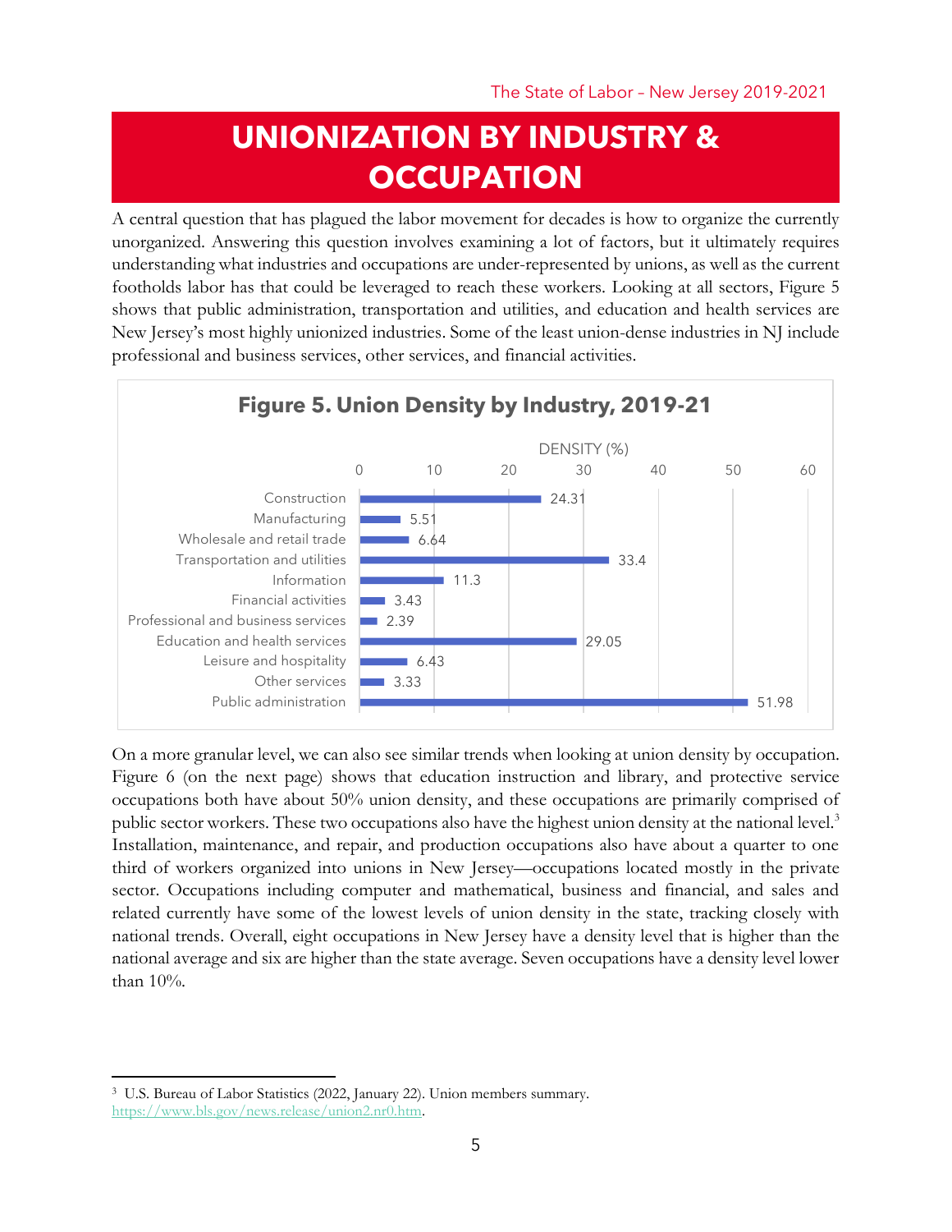# UNIONIZATION BY INDUSTRY & OCCUPATION

A central question that has plagued the labor movement for decades is how to organize the currently unorganized. Answering this question involves examining a lot of factors, but it ultimately requires understanding what industries and occupations are under-represented by unions, as well as the current footholds labor has that could be leveraged to reach these workers. Looking at all sectors, Figure 5 shows that public administration, transportation and utilities, and education and health services are New Jersey's most highly unionized industries. Some of the least union-dense industries in NJ include professional and business services, other services, and financial activities.

**Figure 5. Union Density by Industry, 2019-21**

| Industry | Density (%) |
|---|---|
| Construction | 24.31 |
| Manufacturing | 5.51 |
| Wholesale and retail trade | 6.64 |
| Transportation and utilities | 33.4 |
| Information | 11.3 |
| Financial activities | 3.43 |
| Professional and business services | 2.39 |
| Education and health services | 29.05 |
| Leisure and hospitality | 6.43 |
| Other services | 3.33 |
| Public administration | 51.98 |

On a more granular level, we can also see similar trends when looking at union density by occupation. Figure 6 (on the next page) shows that education instruction and library, and protective service occupations both have about 50% union density, and these occupations are primarily comprised of public sector workers. These two occupations also have the highest union density at the national level.[3] Installation, maintenance, and repair, and production occupations also have about a quarter to one third of workers organized into unions in New Jersey—occupations located mostly in the private sector. Occupations including computer and mathematical, business and financial, and sales and related currently have some of the lowest levels of union density in the state, tracking closely with national trends. Overall, eight occupations in New Jersey have a density level that is higher than the national average and six are higher than the state average. Seven occupations have a density level lower than 10%.

[3] U.S. Bureau of Labor Statistics (2022, January 22). Union members summary. https://www.bls.gov/news.release/union2.nr0.htm.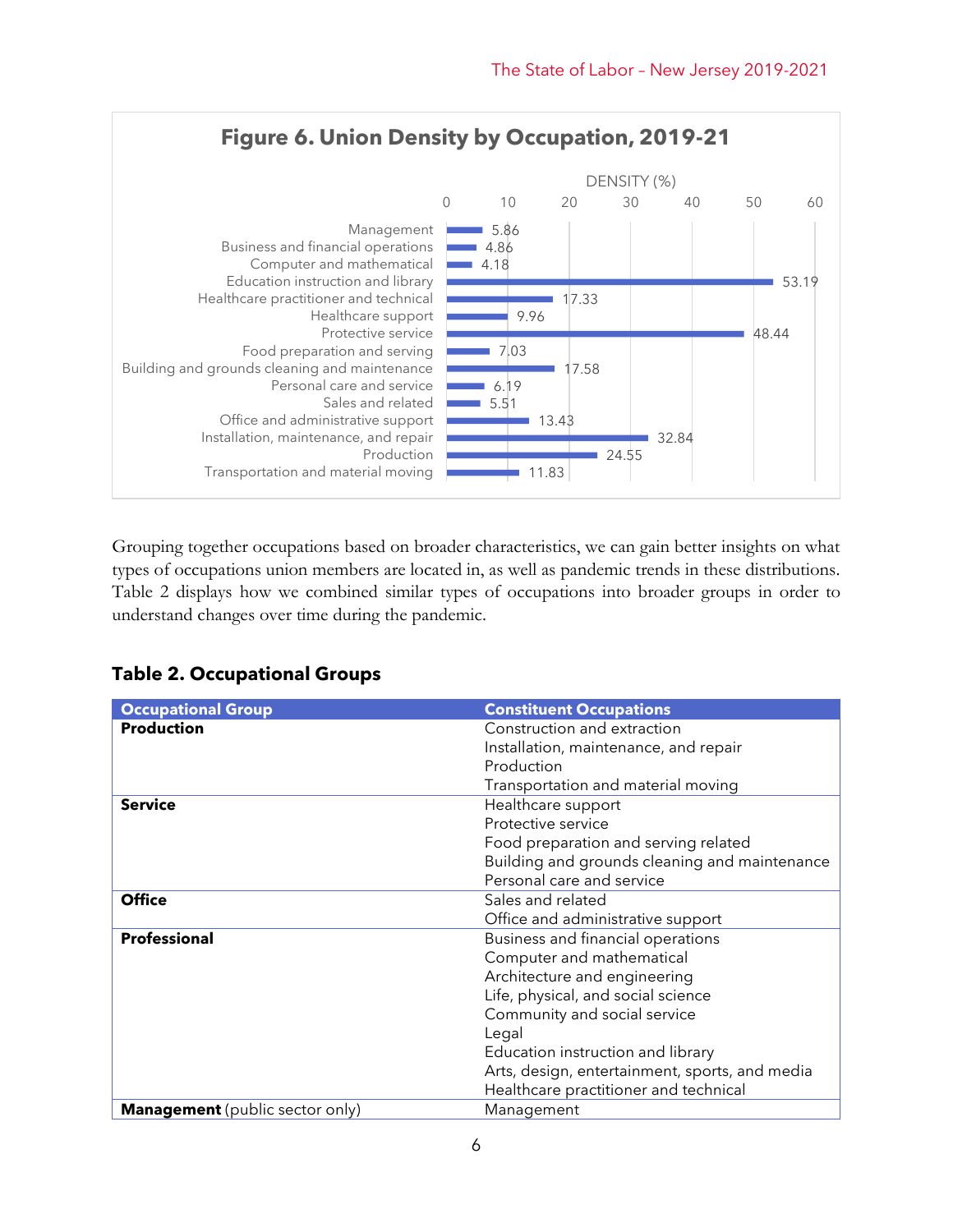**Figure 6. Union Density by Occupation, 2019-21**

| Occupation | Density (%) |
|---|---|
| Management | 5.86 |
| Business and financial operations | 4.86 |
| Computer and mathematical | 4.18 |
| Education instruction and library | 53.19 |
| Healthcare practitioner and technical | 17.33 |
| Healthcare support | 9.96 |
| Protective service | 48.44 |
| Food preparation and serving | 7.03 |
| Building and grounds cleaning and maintenance | 17.58 |
| Personal care and service | 6.19 |
| Sales and related | 5.51 |
| Office and administrative support | 13.43 |
| Installation, maintenance, and repair | 32.84 |
| Production | 24.55 |
| Transportation and material moving | 11.83 |

Grouping together occupations based on broader characteristics, we can gain better insights on what types of occupations union members are located in, as well as pandemic trends in these distributions. Table 2 displays how we combined similar types of occupations into broader groups in order to understand changes over time during the pandemic.

## Table 2. Occupational Groups

| Occupational Group | Constituent Occupations |
|---|---|
| **Production** | Construction and extraction<br>Installation, maintenance, and repair<br>Production<br>Transportation and material moving |
| **Service** | Healthcare support<br>Protective service<br>Food preparation and serving related<br>Building and grounds cleaning and maintenance<br>Personal care and service |
| **Office** | Sales and related<br>Office and administrative support |
| **Professional** | Business and financial operations<br>Computer and mathematical<br>Architecture and engineering<br>Life, physical, and social science<br>Community and social service<br>Legal<br>Education instruction and library<br>Arts, design, entertainment, sports, and media<br>Healthcare practitioner and technical |
| **Management** (public sector only) | Management |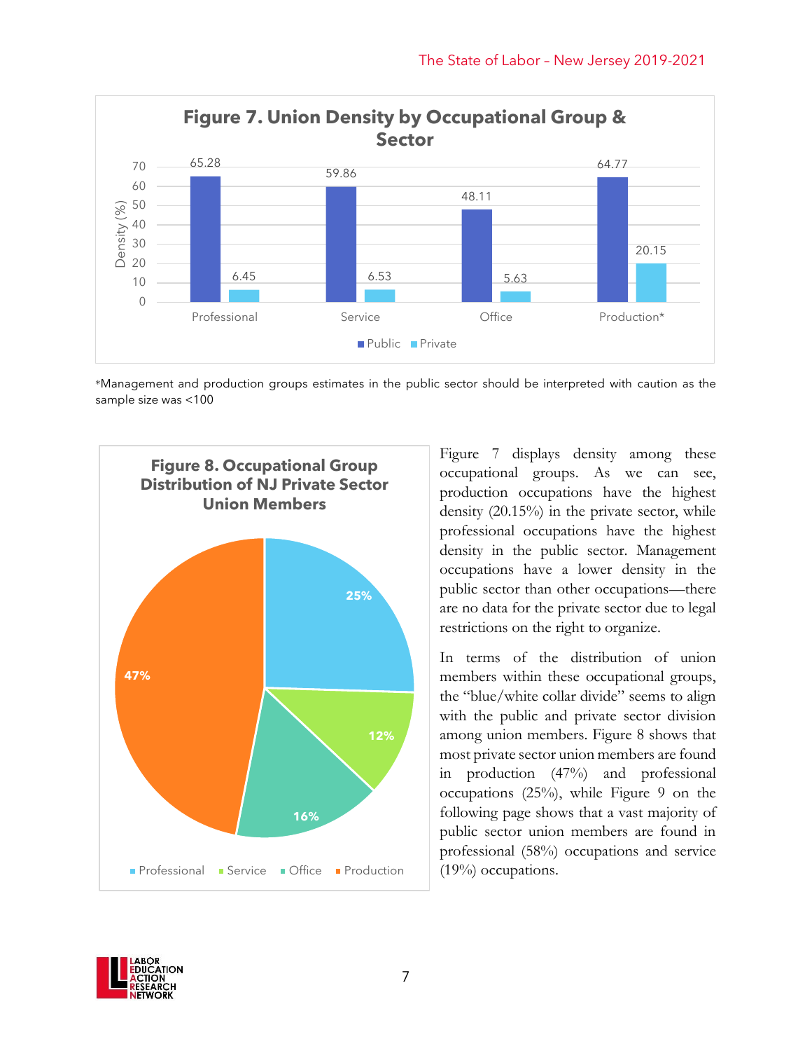**Figure 7. Union Density by Occupational Group & Sector**

| Occupational Group | Public | Private |
|---|---|---|
| Professional | 65.28 | 6.45 |
| Service | 59.86 | 6.53 |
| Office | 48.11 | 5.63 |
| Production* | 64.77 | 20.15 |

*Management and production groups estimates in the public sector should be interpreted with caution as the sample size was <100

**Figure 8. Occupational Group Distribution of NJ Private Sector Union Members**

| Occupational Group | Share |
|---|---|
| Professional | 25% |
| Service | 12% |
| Office | 16% |
| Production | 47% |

Figure 7 displays density among these occupational groups. As we can see, production occupations have the highest density (20.15%) in the private sector, while professional occupations have the highest density in the public sector. Management occupations have a lower density in the public sector than other occupations—there are no data for the private sector due to legal restrictions on the right to organize.

In terms of the distribution of union members within these occupational groups, the "blue/white collar divide" seems to align with the public and private sector division among union members. Figure 8 shows that most private sector union members are found in production (47%) and professional occupations (25%), while Figure 9 on the following page shows that a vast majority of public sector union members are found in professional (58%) occupations and service (19%) occupations.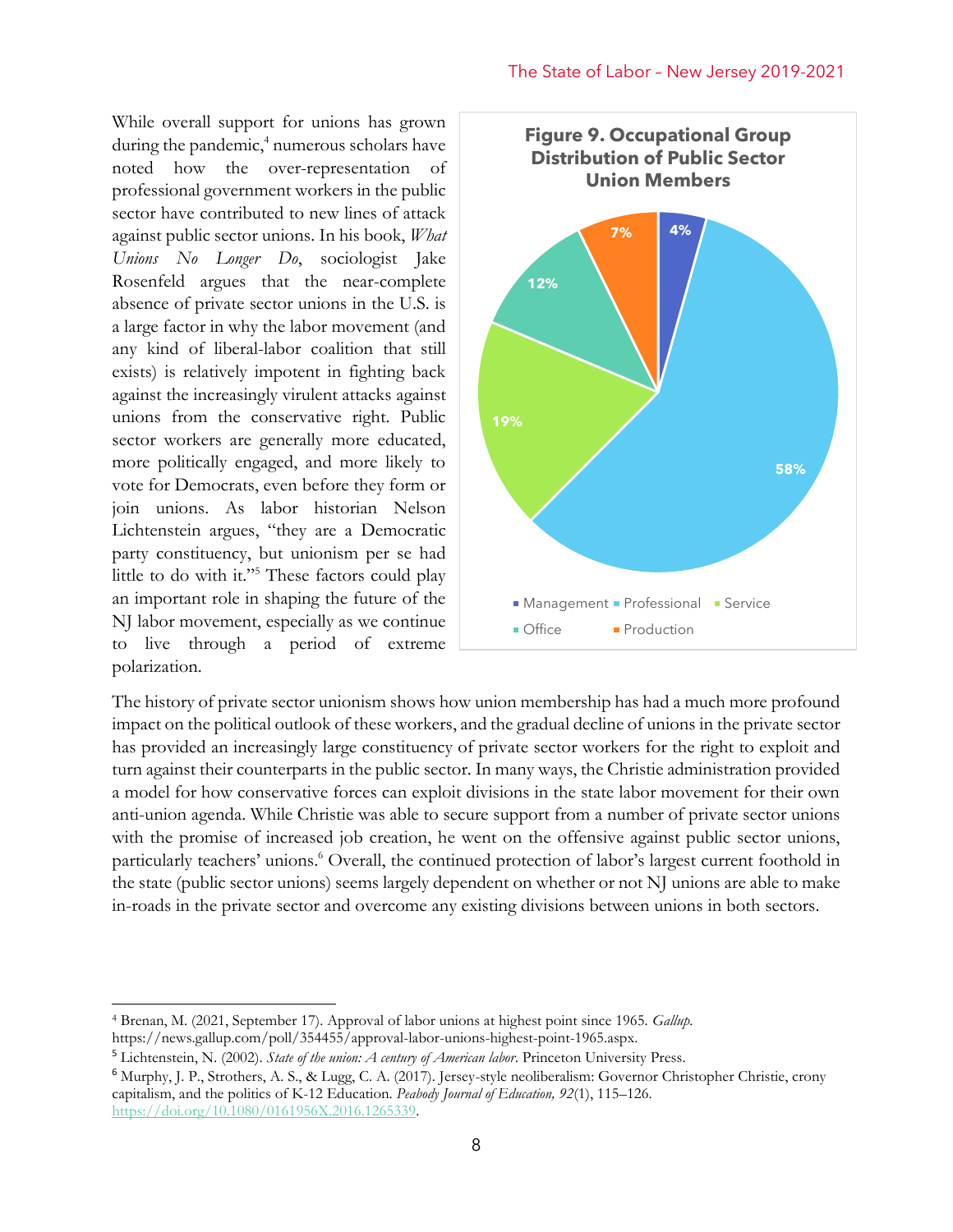While overall support for unions has grown during the pandemic,[4] numerous scholars have noted how the over-representation of professional government workers in the public sector have contributed to new lines of attack against public sector unions. In his book, *What Unions No Longer Do*, sociologist Jake Rosenfeld argues that the near-complete absence of private sector unions in the U.S. is a large factor in why the labor movement (and any kind of liberal-labor coalition that still exists) is relatively impotent in fighting back against the increasingly virulent attacks against unions from the conservative right. Public sector workers are generally more educated, more politically engaged, and more likely to vote for Democrats, even before they form or join unions. As labor historian Nelson Lichtenstein argues, "they are a Democratic party constituency, but unionism per se had little to do with it."[5] These factors could play an important role in shaping the future of the NJ labor movement, especially as we continue to live through a period of extreme polarization.

**Figure 9. Occupational Group Distribution of Public Sector Union Members**

| Occupational Group | Share |
|---|---|
| Management | 4% |
| Professional | 58% |
| Service | 19% |
| Office | 12% |
| Production | 7% |

The history of private sector unionism shows how union membership has had a much more profound impact on the political outlook of these workers, and the gradual decline of unions in the private sector has provided an increasingly large constituency of private sector workers for the right to exploit and turn against their counterparts in the public sector. In many ways, the Christie administration provided a model for how conservative forces can exploit divisions in the state labor movement for their own anti-union agenda. While Christie was able to secure support from a number of private sector unions with the promise of increased job creation, he went on the offensive against public sector unions, particularly teachers' unions.[6] Overall, the continued protection of labor's largest current foothold in the state (public sector unions) seems largely dependent on whether or not NJ unions are able to make in-roads in the private sector and overcome any existing divisions between unions in both sectors.

---

[4] Brenan, M. (2021, September 17). Approval of labor unions at highest point since 1965. *Gallup*. https://news.gallup.com/poll/354455/approval-labor-unions-highest-point-1965.aspx.

[5] Lichtenstein, N. (2002). *State of the union: A century of American labor*. Princeton University Press.

[6] Murphy, J. P., Strothers, A. S., & Lugg, C. A. (2017). Jersey-style neoliberalism: Governor Christopher Christie, crony capitalism, and the politics of K-12 Education. *Peabody Journal of Education, 92*(1), 115–126. https://doi.org/10.1080/0161956X.2016.1265339.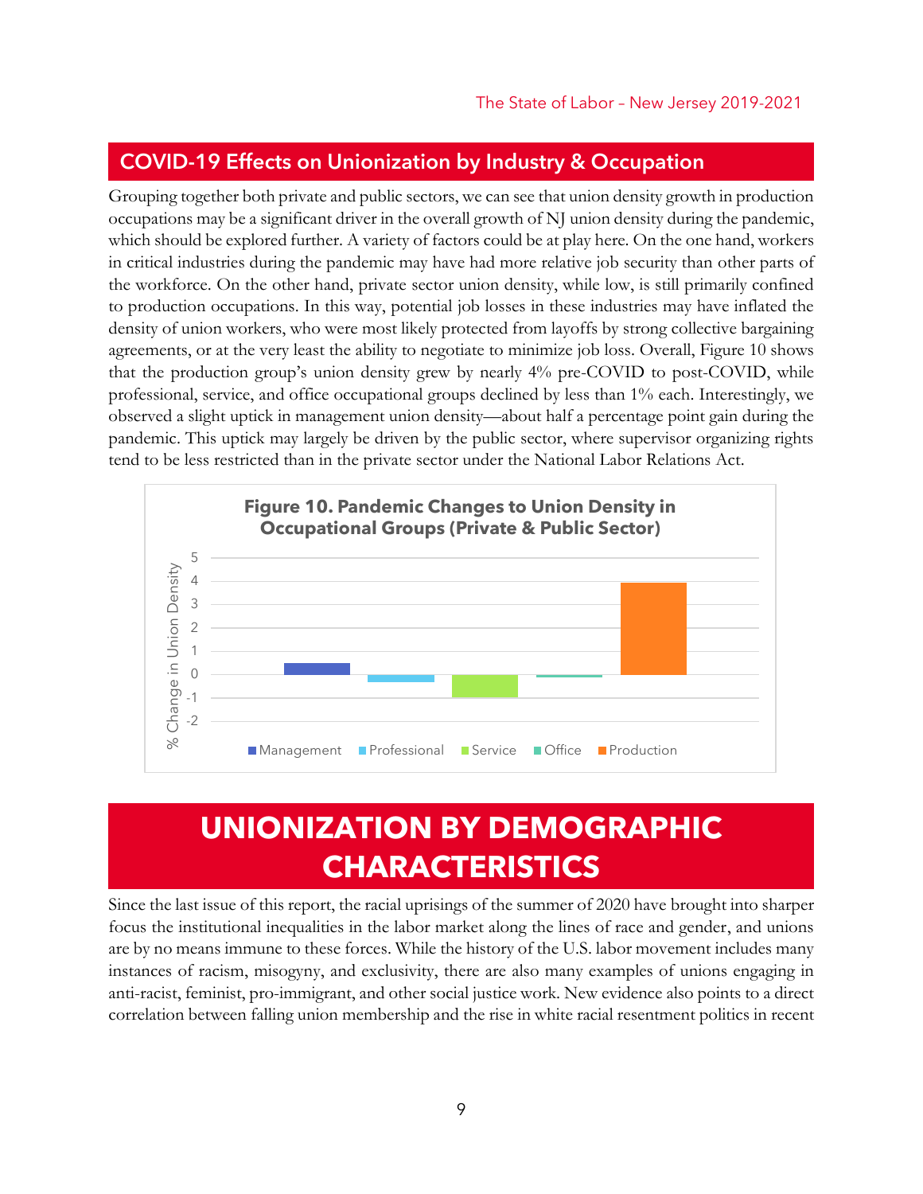## COVID-19 Effects on Unionization by Industry & Occupation

Grouping together both private and public sectors, we can see that union density growth in production occupations may be a significant driver in the overall growth of NJ union density during the pandemic, which should be explored further. A variety of factors could be at play here. On the one hand, workers in critical industries during the pandemic may have had more relative job security than other parts of the workforce. On the other hand, private sector union density, while low, is still primarily confined to production occupations. In this way, potential job losses in these industries may have inflated the density of union workers, who were most likely protected from layoffs by strong collective bargaining agreements, or at the very least the ability to negotiate to minimize job loss. Overall, Figure 10 shows that the production group's union density grew by nearly 4% pre-COVID to post-COVID, while professional, service, and office occupational groups declined by less than 1% each. Interestingly, we observed a slight uptick in management union density—about half a percentage point gain during the pandemic. This uptick may largely be driven by the public sector, where supervisor organizing rights tend to be less restricted than in the private sector under the National Labor Relations Act.

**Figure 10. Pandemic Changes to Union Density in Occupational Groups (Private & Public Sector)**

# UNIONIZATION BY DEMOGRAPHIC CHARACTERISTICS

Since the last issue of this report, the racial uprisings of the summer of 2020 have brought into sharper focus the institutional inequalities in the labor market along the lines of race and gender, and unions are by no means immune to these forces. While the history of the U.S. labor movement includes many instances of racism, misogyny, and exclusivity, there are also many examples of unions engaging in anti-racist, feminist, pro-immigrant, and other social justice work. New evidence also points to a direct correlation between falling union membership and the rise in white racial resentment politics in recent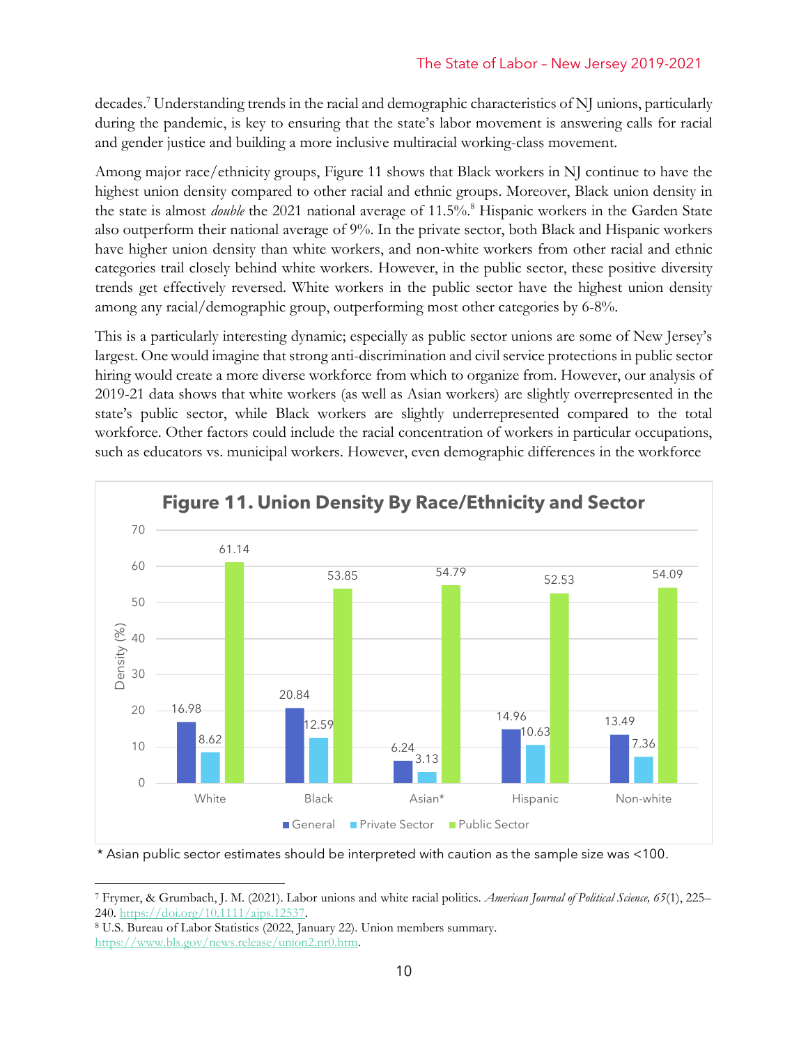decades.[7] Understanding trends in the racial and demographic characteristics of NJ unions, particularly during the pandemic, is key to ensuring that the state's labor movement is answering calls for racial and gender justice and building a more inclusive multiracial working-class movement.

Among major race/ethnicity groups, Figure 11 shows that Black workers in NJ continue to have the highest union density compared to other racial and ethnic groups. Moreover, Black union density in the state is almost *double* the 2021 national average of 11.5%.[8] Hispanic workers in the Garden State also outperform their national average of 9%. In the private sector, both Black and Hispanic workers have higher union density than white workers, and non-white workers from other racial and ethnic categories trail closely behind white workers. However, in the public sector, these positive diversity trends get effectively reversed. White workers in the public sector have the highest union density among any racial/demographic group, outperforming most other categories by 6-8%.

This is a particularly interesting dynamic; especially as public sector unions are some of New Jersey's largest. One would imagine that strong anti-discrimination and civil service protections in public sector hiring would create a more diverse workforce from which to organize from. However, our analysis of 2019-21 data shows that white workers (as well as Asian workers) are slightly overrepresented in the state's public sector, while Black workers are slightly underrepresented compared to the total workforce. Other factors could include the racial concentration of workers in particular occupations, such as educators vs. municipal workers. However, even demographic differences in the workforce

**Figure 11. Union Density By Race/Ethnicity and Sector**

| Density (%) | General | Private Sector | Public Sector |
|---|---|---|---|
| White | 16.98 | 8.62 | 61.14 |
| Black | 20.84 | 12.59 | 53.85 |
| Asian* | 6.24 | 3.13 | 54.79 |
| Hispanic | 14.96 | 10.63 | 52.53 |
| Non-white | 13.49 | 7.36 | 54.09 |

\* Asian public sector estimates should be interpreted with caution as the sample size was <100.

---

[7] Frymer, & Grumbach, J. M. (2021). Labor unions and white racial politics. *American Journal of Political Science, 65*(1), 225–240. https://doi.org/10.1111/ajps.12537.

[8] U.S. Bureau of Labor Statistics (2022, January 22). Union members summary. https://www.bls.gov/news.release/union2.nr0.htm.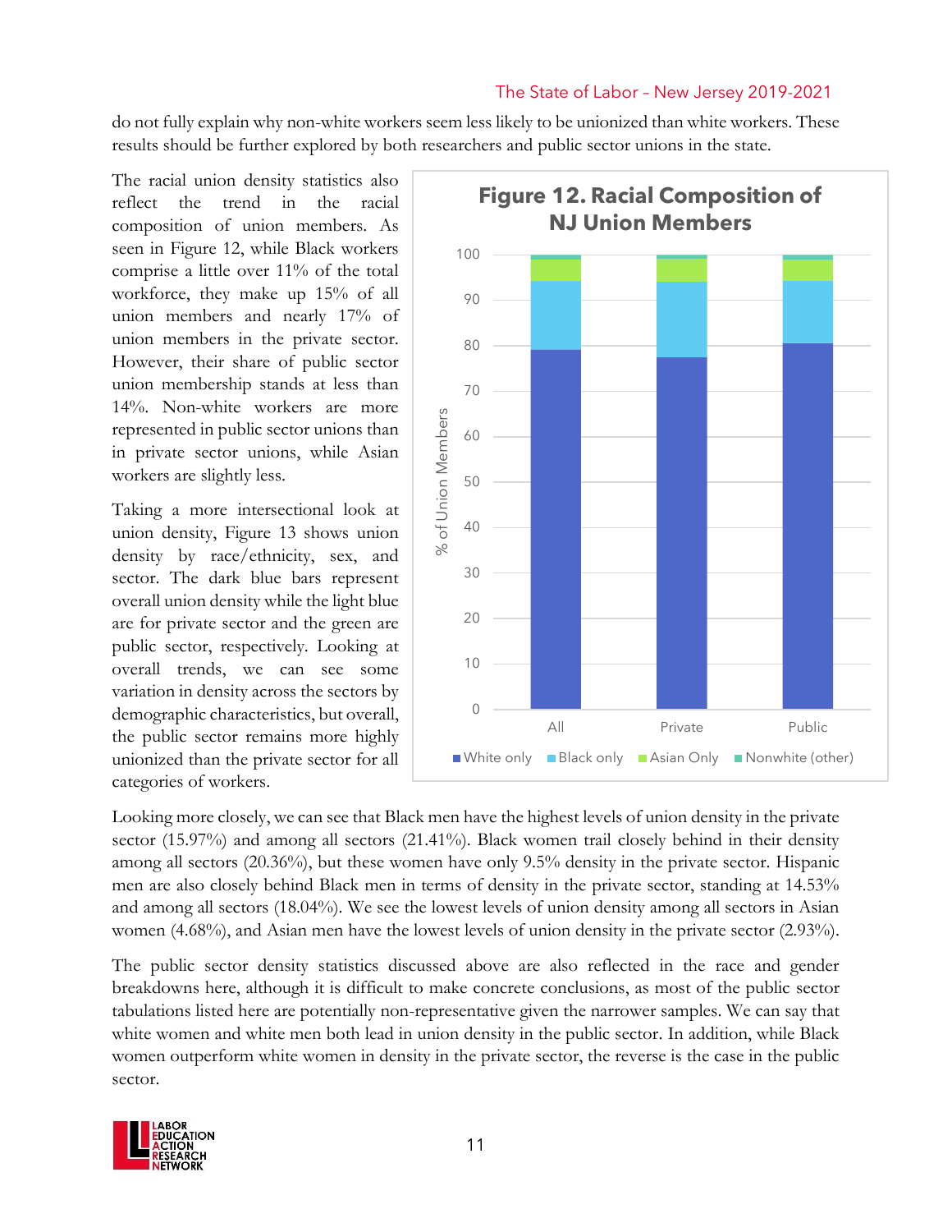do not fully explain why non-white workers seem less likely to be unionized than white workers. These results should be further explored by both researchers and public sector unions in the state.

The racial union density statistics also reflect the trend in the racial composition of union members. As seen in Figure 12, while Black workers comprise a little over 11% of the total workforce, they make up 15% of all union members and nearly 17% of union members in the private sector. However, their share of public sector union membership stands at less than 14%. Non-white workers are more represented in public sector unions than in private sector unions, while Asian workers are slightly less.

**Figure 12. Racial Composition of NJ Union Members**

Taking a more intersectional look at union density, Figure 13 shows union density by race/ethnicity, sex, and sector. The dark blue bars represent overall union density while the light blue are for private sector and the green are public sector, respectively. Looking at overall trends, we can see some variation in density across the sectors by demographic characteristics, but overall, the public sector remains more highly unionized than the private sector for all categories of workers.

Looking more closely, we can see that Black men have the highest levels of union density in the private sector (15.97%) and among all sectors (21.41%). Black women trail closely behind in their density among all sectors (20.36%), but these women have only 9.5% density in the private sector. Hispanic men are also closely behind Black men in terms of density in the private sector, standing at 14.53% and among all sectors (18.04%). We see the lowest levels of union density among all sectors in Asian women (4.68%), and Asian men have the lowest levels of union density in the private sector (2.93%).

The public sector density statistics discussed above are also reflected in the race and gender breakdowns here, although it is difficult to make concrete conclusions, as most of the public sector tabulations listed here are potentially non-representative given the narrower samples. We can say that white women and white men both lead in union density in the public sector. In addition, while Black women outperform white women in density in the private sector, the reverse is the case in the public sector.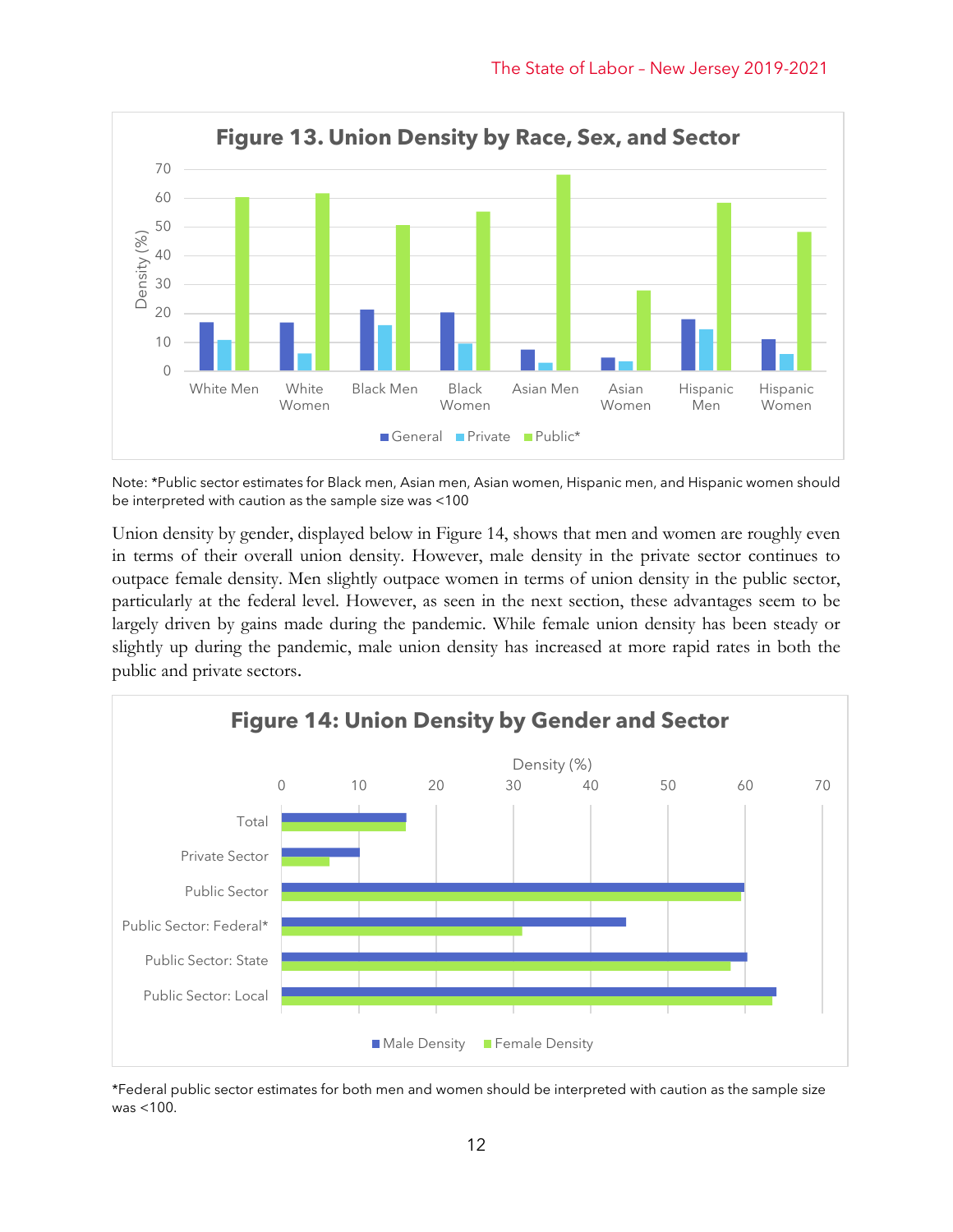**Figure 13. Union Density by Race, Sex, and Sector**

Note: *Public sector estimates for Black men, Asian men, Asian women, Hispanic men, and Hispanic women should be interpreted with caution as the sample size was <100

Union density by gender, displayed below in Figure 14, shows that men and women are roughly even in terms of their overall union density. However, male density in the private sector continues to outpace female density. Men slightly outpace women in terms of union density in the public sector, particularly at the federal level. However, as seen in the next section, these advantages seem to be largely driven by gains made during the pandemic. While female union density has been steady or slightly up during the pandemic, male union density has increased at more rapid rates in both the public and private sectors.

**Figure 14: Union Density by Gender and Sector**

*Federal public sector estimates for both men and women should be interpreted with caution as the sample size was <100.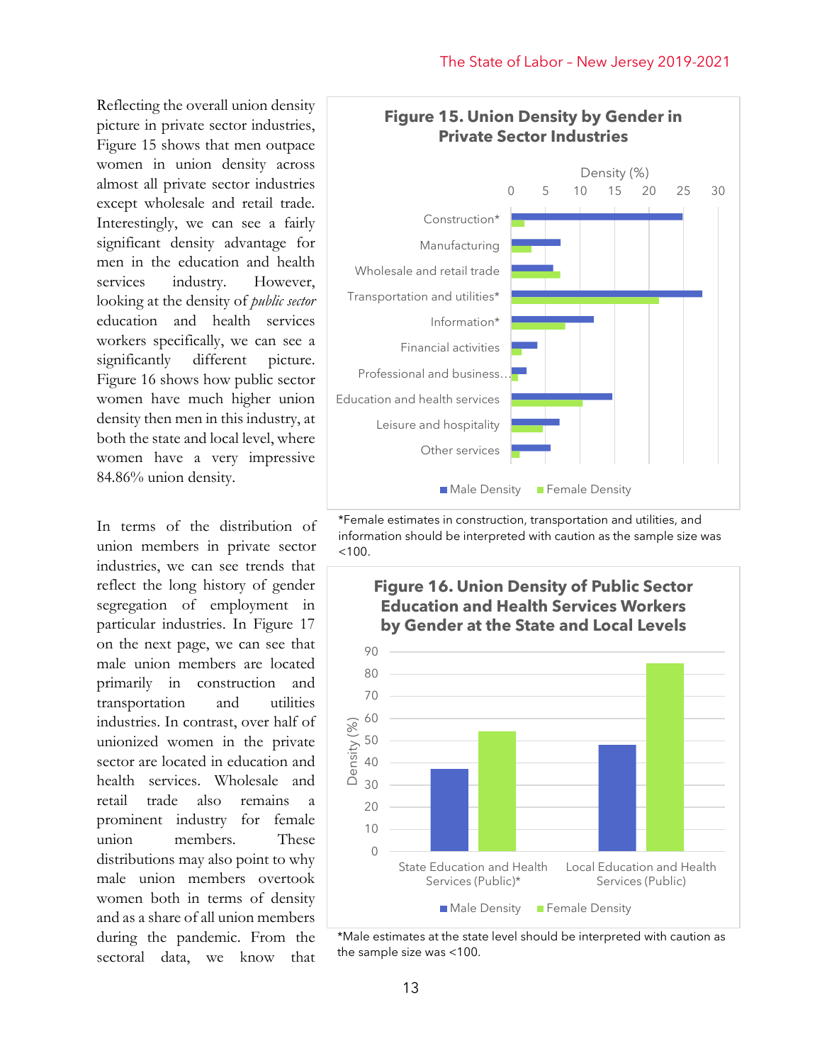Reflecting the overall union density picture in private sector industries, Figure 15 shows that men outpace women in union density across almost all private sector industries except wholesale and retail trade. Interestingly, we can see a fairly significant density advantage for men in the education and health services industry. However, looking at the density of *public sector* education and health services workers specifically, we can see a significantly different picture. Figure 16 shows how public sector women have much higher union density then men in this industry, at both the state and local level, where women have a very impressive 84.86% union density.

In terms of the distribution of union members in private sector industries, we can see trends that reflect the long history of gender segregation of employment in particular industries. In Figure 17 on the next page, we can see that male union members are located primarily in construction and transportation and utilities industries. In contrast, over half of unionized women in the private sector are located in education and health services. Wholesale and retail trade also remains a prominent industry for female union members. These distributions may also point to why male union members overtook women both in terms of density and as a share of all union members during the pandemic. From the sectoral data, we know that

**Figure 15. Union Density by Gender in Private Sector Industries**

*Female estimates in construction, transportation and utilities, and information should be interpreted with caution as the sample size was <100.

**Figure 16. Union Density of Public Sector Education and Health Services Workers by Gender at the State and Local Levels**

*Male estimates at the state level should be interpreted with caution as the sample size was <100.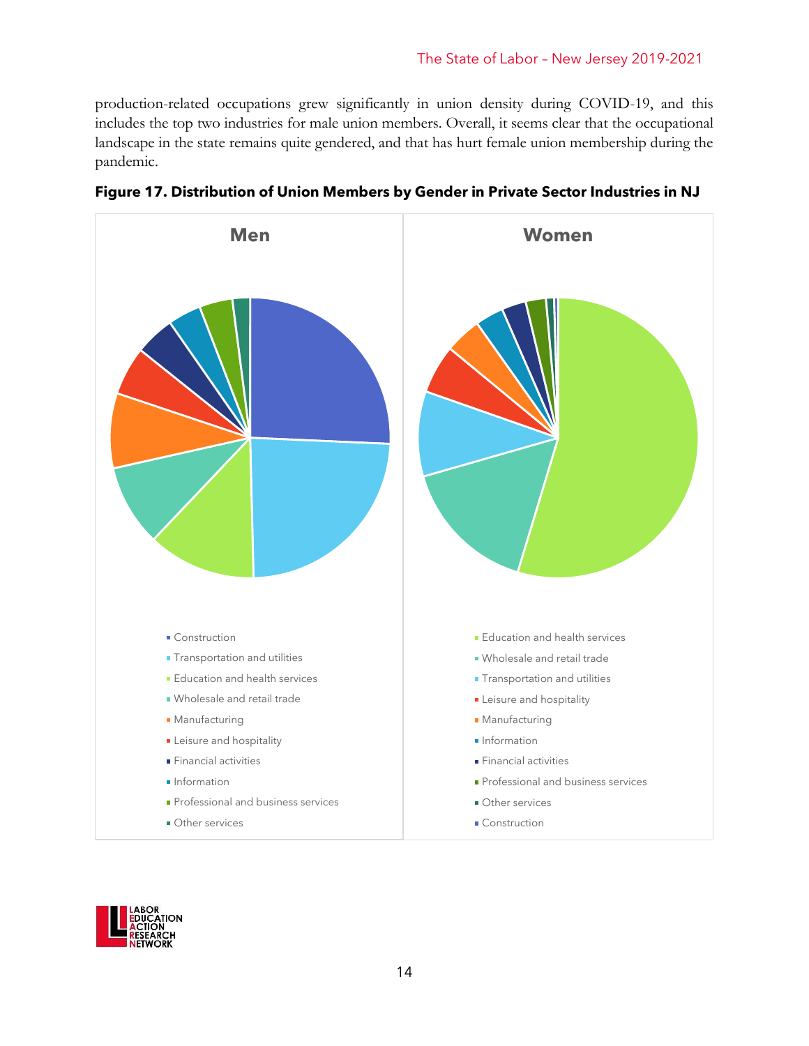production-related occupations grew significantly in union density during COVID-19, and this includes the top two industries for male union members. Overall, it seems clear that the occupational landscape in the state remains quite gendered, and that has hurt female union membership during the pandemic.

**Figure 17. Distribution of Union Members by Gender in Private Sector Industries in NJ**

**Men**

- Construction
- Transportation and utilities
- Education and health services
- Wholesale and retail trade
- Manufacturing
- Leisure and hospitality
- Financial activities
- Information
- Professional and business services
- Other services

**Women**

- Education and health services
- Wholesale and retail trade
- Transportation and utilities
- Leisure and hospitality
- Manufacturing
- Information
- Financial activities
- Professional and business services
- Other services
- Construction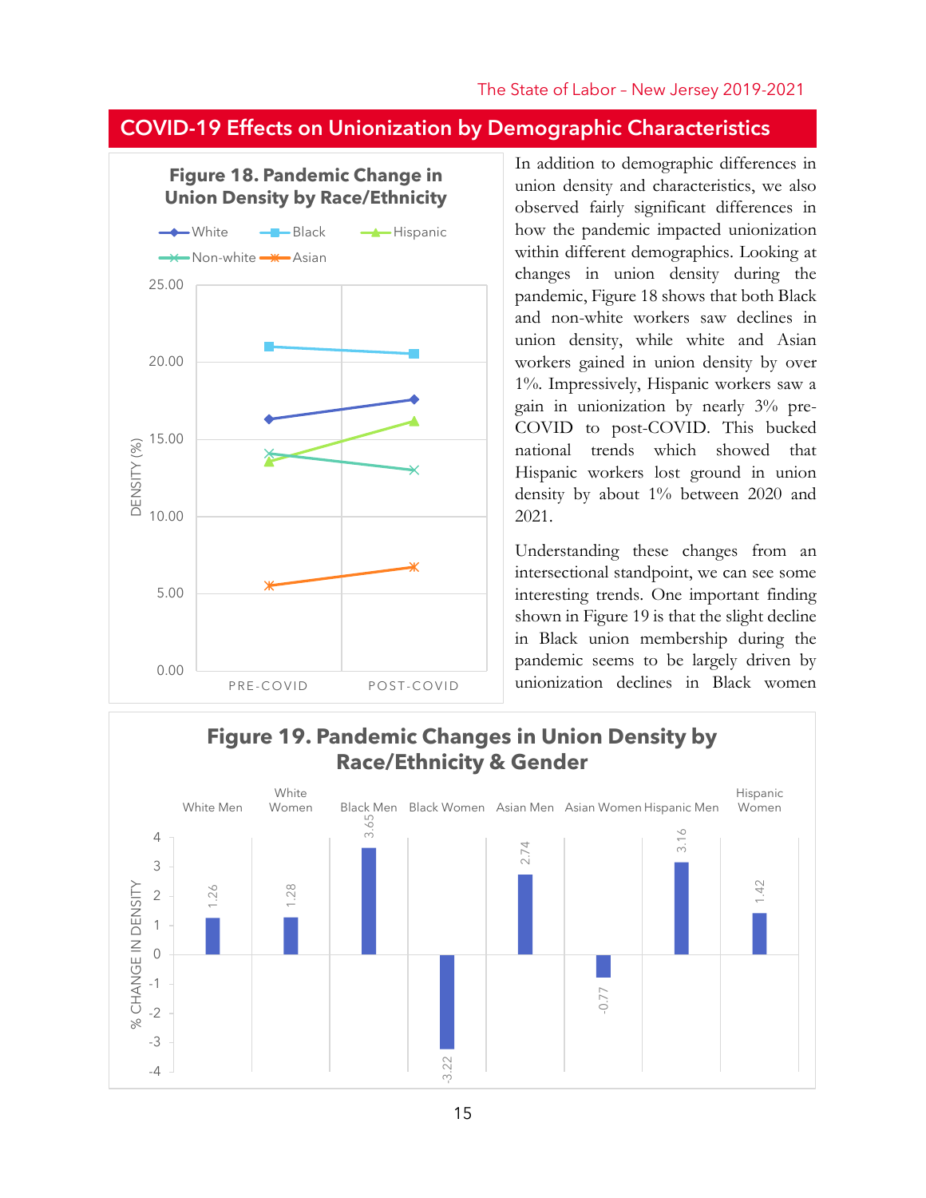## COVID-19 Effects on Unionization by Demographic Characteristics

**Figure 18. Pandemic Change in Union Density by Race/Ethnicity**

In addition to demographic differences in union density and characteristics, we also observed fairly significant differences in how the pandemic impacted unionization within different demographics. Looking at changes in union density during the pandemic, Figure 18 shows that both Black and non-white workers saw declines in union density, while white and Asian workers gained in union density by over 1%. Impressively, Hispanic workers saw a gain in unionization by nearly 3% pre-COVID to post-COVID. This bucked national trends which showed that Hispanic workers lost ground in union density by about 1% between 2020 and 2021.

Understanding these changes from an intersectional standpoint, we can see some interesting trends. One important finding shown in Figure 19 is that the slight decline in Black union membership during the pandemic seems to be largely driven by unionization declines in Black women

**Figure 19. Pandemic Changes in Union Density by Race/Ethnicity & Gender**

| Group | % Change in Density |
|---|---|
| White Men | 1.26 |
| White Women | 1.28 |
| Black Men | 3.65 |
| Black Women | -3.22 |
| Asian Men | 2.74 |
| Asian Women | -0.77 |
| Hispanic Men | 3.16 |
| Hispanic Women | 1.42 |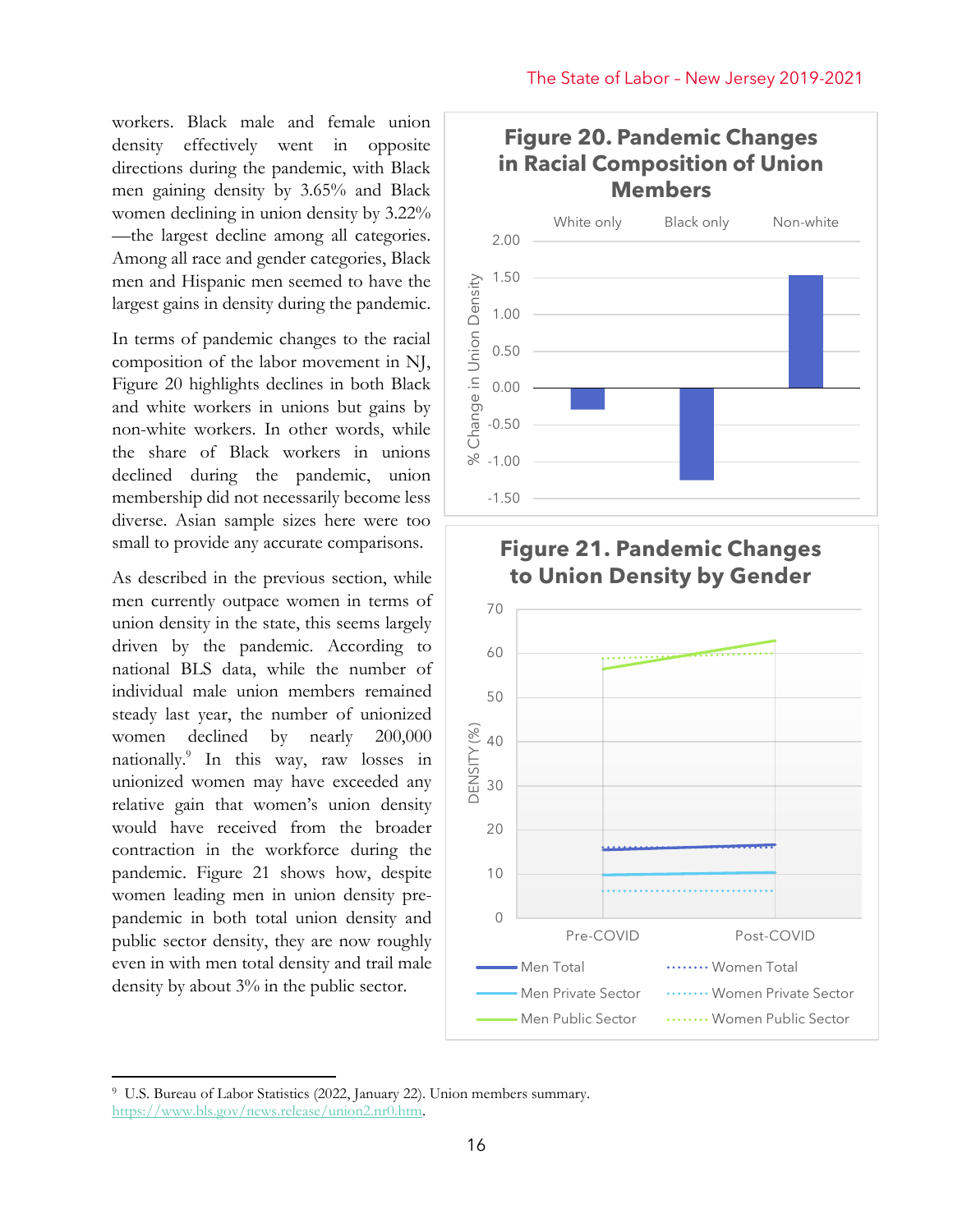workers. Black male and female union density effectively went in opposite directions during the pandemic, with Black men gaining density by 3.65% and Black women declining in union density by 3.22%—the largest decline among all categories. Among all race and gender categories, Black men and Hispanic men seemed to have the largest gains in density during the pandemic.

In terms of pandemic changes to the racial composition of the labor movement in NJ, Figure 20 highlights declines in both Black and white workers in unions but gains by non-white workers. In other words, while the share of Black workers in unions declined during the pandemic, union membership did not necessarily become less diverse. Asian sample sizes here were too small to provide any accurate comparisons.

As described in the previous section, while men currently outpace women in terms of union density in the state, this seems largely driven by the pandemic. According to national BLS data, while the number of individual male union members remained steady last year, the number of unionized women declined by nearly 200,000 nationally.[9] In this way, raw losses in unionized women may have exceeded any relative gain that women's union density would have received from the broader contraction in the workforce during the pandemic. Figure 21 shows how, despite women leading men in union density pre-pandemic in both total union density and public sector density, they are now roughly even in with men total density and trail male density by about 3% in the public sector.

**Figure 20. Pandemic Changes in Racial Composition of Union Members**

**Figure 21. Pandemic Changes to Union Density by Gender**

[9] U.S. Bureau of Labor Statistics (2022, January 22). Union members summary. https://www.bls.gov/news.release/union2.nr0.htm.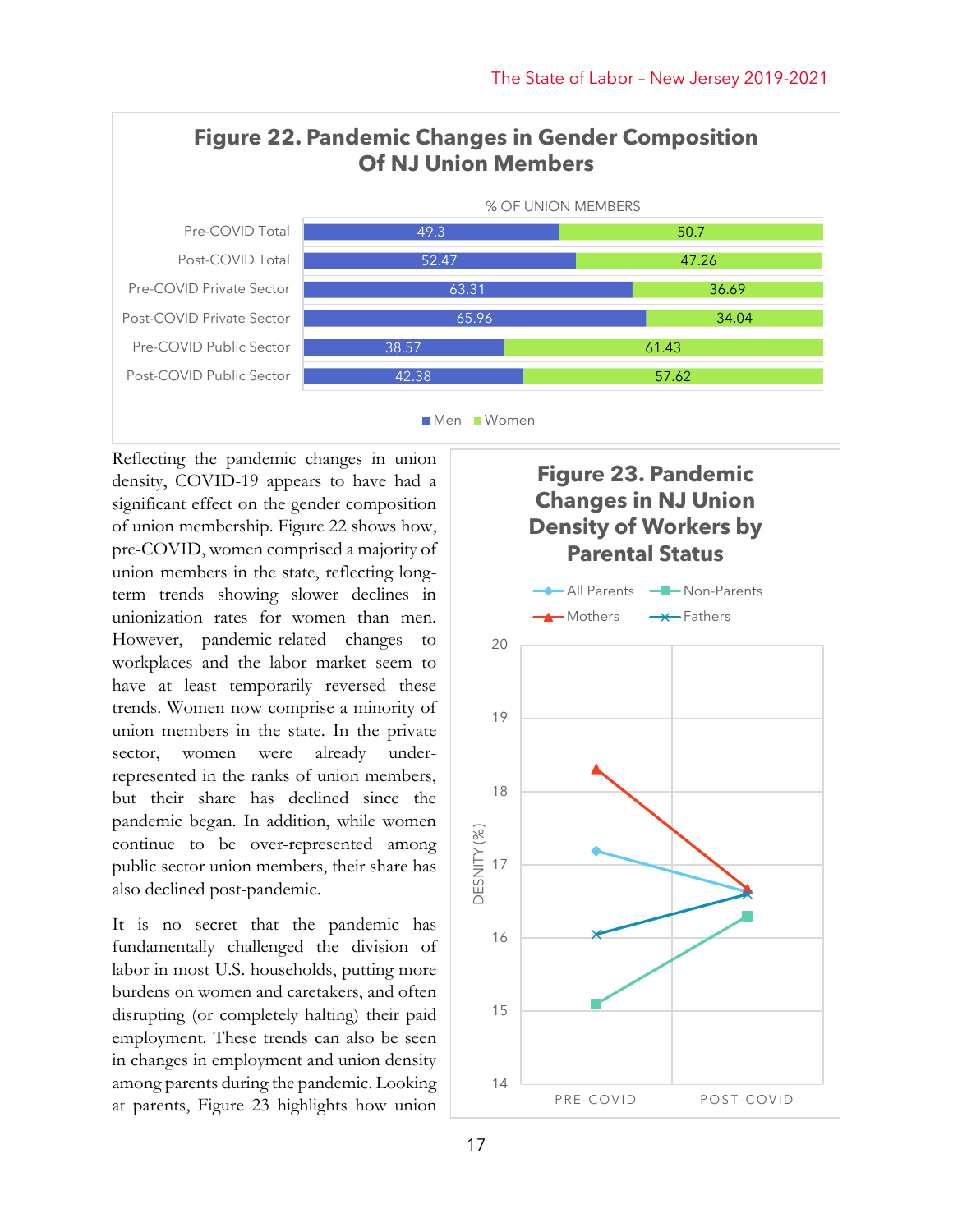**Figure 22. Pandemic Changes in Gender Composition Of NJ Union Members**

% OF UNION MEMBERS

| | Men | Women |
|---|---|---|
| Pre-COVID Total | 49.3 | 50.7 |
| Post-COVID Total | 52.47 | 47.26 |
| Pre-COVID Private Sector | 63.31 | 36.69 |
| Post-COVID Private Sector | 65.96 | 34.04 |
| Pre-COVID Public Sector | 38.57 | 61.43 |
| Post-COVID Public Sector | 42.38 | 57.62 |

Reflecting the pandemic changes in union density, COVID-19 appears to have had a significant effect on the gender composition of union membership. Figure 22 shows how, pre-COVID, women comprised a majority of union members in the state, reflecting long-term trends showing slower declines in unionization rates for women than men. However, pandemic-related changes to workplaces and the labor market seem to have at least temporarily reversed these trends. Women now comprise a minority of union members in the state. In the private sector, women were already under-represented in the ranks of union members, but their share has declined since the pandemic began. In addition, while women continue to be over-represented among public sector union members, their share has also declined post-pandemic.

It is no secret that the pandemic has fundamentally challenged the division of labor in most U.S. households, putting more burdens on women and caretakers, and often disrupting (or completely halting) their paid employment. These trends can also be seen in changes in employment and union density among parents during the pandemic. Looking at parents, Figure 23 highlights how union

**Figure 23. Pandemic Changes in NJ Union Density of Workers by Parental Status**

Legend: All Parents, Non-Parents, Mothers, Fathers

Y-axis: DESNITY (%) (14–20); X-axis: PRE-COVID, POST-COVID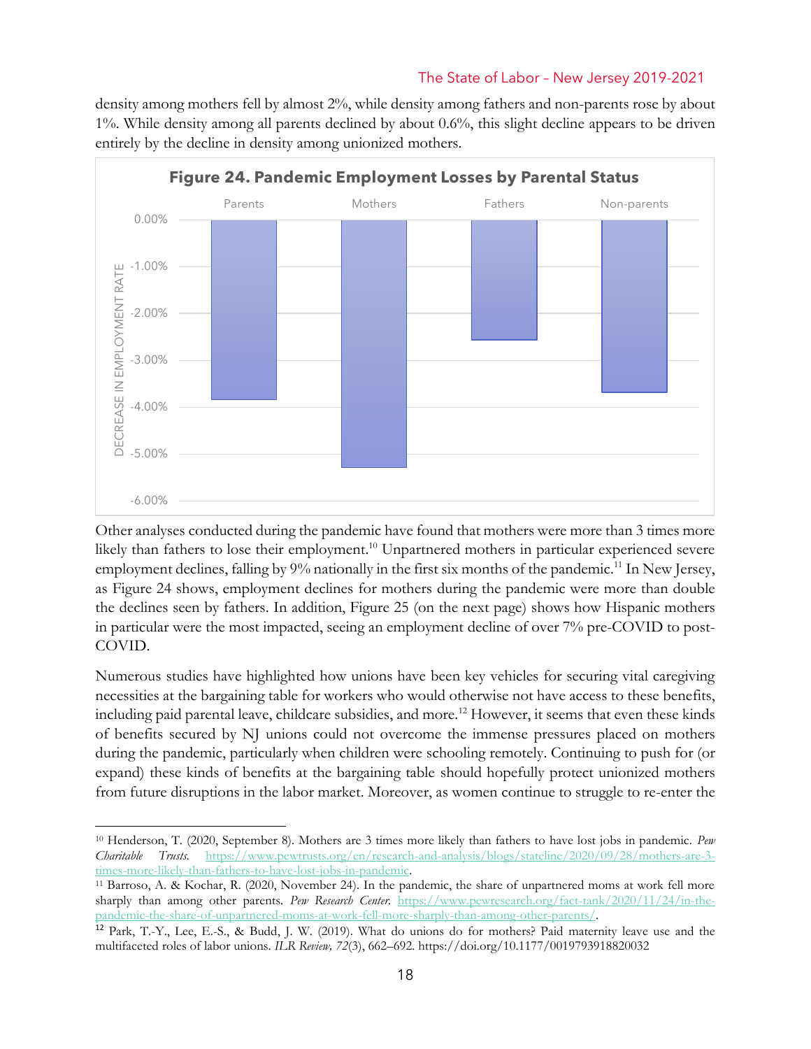density among mothers fell by almost 2%, while density among fathers and non-parents rose by about 1%. While density among all parents declined by about 0.6%, this slight decline appears to be driven entirely by the decline in density among unionized mothers.

**Figure 24. Pandemic Employment Losses by Parental Status**

Other analyses conducted during the pandemic have found that mothers were more than 3 times more likely than fathers to lose their employment.[10] Unpartnered mothers in particular experienced severe employment declines, falling by 9% nationally in the first six months of the pandemic.[11] In New Jersey, as Figure 24 shows, employment declines for mothers during the pandemic were more than double the declines seen by fathers. In addition, Figure 25 (on the next page) shows how Hispanic mothers in particular were the most impacted, seeing an employment decline of over 7% pre-COVID to post-COVID.

Numerous studies have highlighted how unions have been key vehicles for securing vital caregiving necessities at the bargaining table for workers who would otherwise not have access to these benefits, including paid parental leave, childcare subsidies, and more.[12] However, it seems that even these kinds of benefits secured by NJ unions could not overcome the immense pressures placed on mothers during the pandemic, particularly when children were schooling remotely. Continuing to push for (or expand) these kinds of benefits at the bargaining table should hopefully protect unionized mothers from future disruptions in the labor market. Moreover, as women continue to struggle to re-enter the

---

[10] Henderson, T. (2020, September 8). Mothers are 3 times more likely than fathers to have lost jobs in pandemic. *Pew Charitable Trusts.* https://www.pewtrusts.org/en/research-and-analysis/blogs/stateline/2020/09/28/mothers-are-3-times-more-likely-than-fathers-to-have-lost-jobs-in-pandemic.

[11] Barroso, A. & Kochar, R. (2020, November 24). In the pandemic, the share of unpartnered moms at work fell more sharply than among other parents. *Pew Research Center.* https://www.pewresearch.org/fact-tank/2020/11/24/in-the-pandemic-the-share-of-unpartnered-moms-at-work-fell-more-sharply-than-among-other-parents/.

[12] Park, T.-Y., Lee, E.-S., & Budd, J. W. (2019). What do unions do for mothers? Paid maternity leave use and the multifaceted roles of labor unions. *ILR Review, 72*(3), 662–692. https://doi.org/10.1177/0019793918820032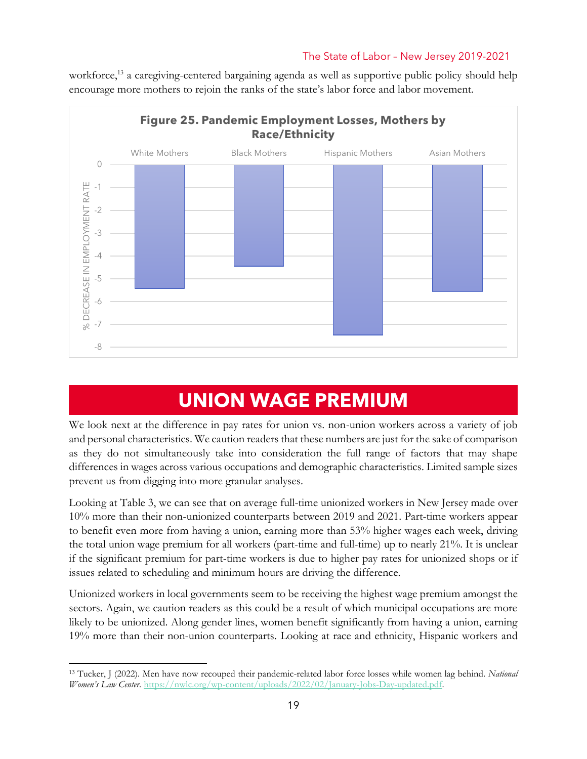workforce,[13] a caregiving-centered bargaining agenda as well as supportive public policy should help encourage more mothers to rejoin the ranks of the state's labor force and labor movement.

**Figure 25. Pandemic Employment Losses, Mothers by Race/Ethnicity**

# UNION WAGE PREMIUM

We look next at the difference in pay rates for union vs. non-union workers across a variety of job and personal characteristics. We caution readers that these numbers are just for the sake of comparison as they do not simultaneously take into consideration the full range of factors that may shape differences in wages across various occupations and demographic characteristics. Limited sample sizes prevent us from digging into more granular analyses.

Looking at Table 3, we can see that on average full-time unionized workers in New Jersey made over 10% more than their non-unionized counterparts between 2019 and 2021. Part-time workers appear to benefit even more from having a union, earning more than 53% higher wages each week, driving the total union wage premium for all workers (part-time and full-time) up to nearly 21%. It is unclear if the significant premium for part-time workers is due to higher pay rates for unionized shops or if issues related to scheduling and minimum hours are driving the difference.

Unionized workers in local governments seem to be receiving the highest wage premium amongst the sectors. Again, we caution readers as this could be a result of which municipal occupations are more likely to be unionized. Along gender lines, women benefit significantly from having a union, earning 19% more than their non-union counterparts. Looking at race and ethnicity, Hispanic workers and

---

[13] Tucker, J (2022). Men have now recouped their pandemic-related labor force losses while women lag behind. *National Women's Law Center*. https://nwlc.org/wp-content/uploads/2022/02/January-Jobs-Day-updated.pdf.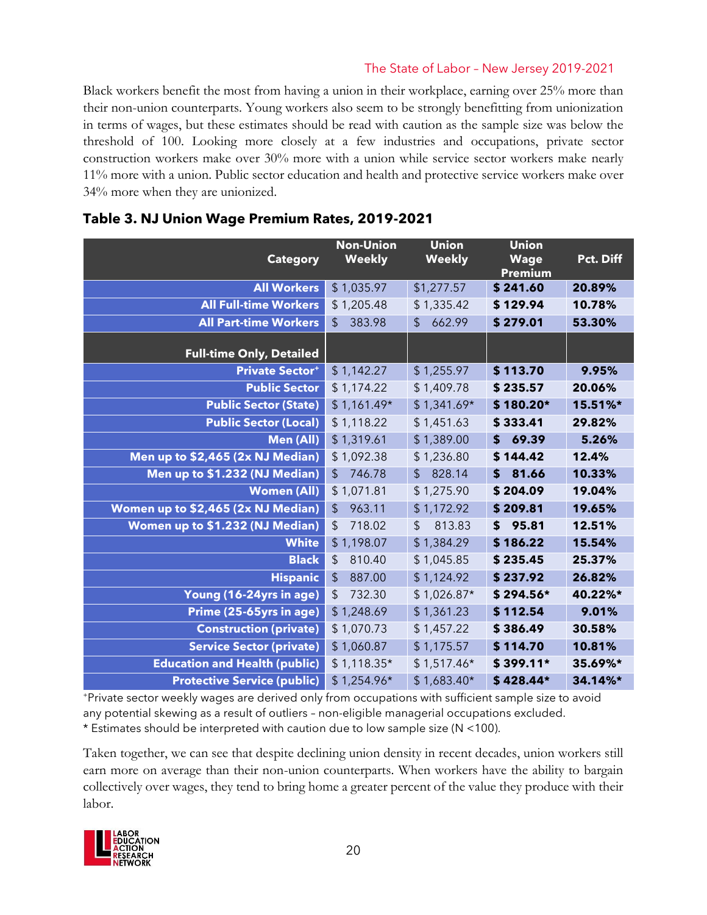Black workers benefit the most from having a union in their workplace, earning over 25% more than their non-union counterparts. Young workers also seem to be strongly benefitting from unionization in terms of wages, but these estimates should be read with caution as the sample size was below the threshold of 100. Looking more closely at a few industries and occupations, private sector construction workers make over 30% more with a union while service sector workers make nearly 11% more with a union. Public sector education and health and protective service workers make over 34% more when they are unionized.

**Table 3. NJ Union Wage Premium Rates, 2019-2021**

| Category | Non-Union Weekly | Union Weekly | Union Wage Premium | Pct. Diff |
|---|---|---|---|---|
| **All Workers** | $ 1,035.97 | $1,277.57 | **$ 241.60** | **20.89%** |
| **All Full-time Workers** | $ 1,205.48 | $ 1,335.42 | **$ 129.94** | **10.78%** |
| **All Part-time Workers** | $ 383.98 | $ 662.99 | **$ 279.01** | **53.30%** |
| **Full-time Only, Detailed** | | | | |
| **Private Sector⁺** | $ 1,142.27 | $ 1,255.97 | **$ 113.70** | **9.95%** |
| **Public Sector** | $ 1,174.22 | $ 1,409.78 | **$ 235.57** | **20.06%** |
| **Public Sector (State)** | $ 1,161.49* | $ 1,341.69* | **$ 180.20*** | **15.51%*** |
| **Public Sector (Local)** | $ 1,118.22 | $ 1,451.63 | **$ 333.41** | **29.82%** |
| **Men (All)** | $ 1,319.61 | $ 1,389.00 | **$ 69.39** | **5.26%** |
| **Men up to $2,465 (2x NJ Median)** | $ 1,092.38 | $ 1,236.80 | **$ 144.42** | **12.4%** |
| **Men up to $1.232 (NJ Median)** | $ 746.78 | $ 828.14 | **$ 81.66** | **10.33%** |
| **Women (All)** | $ 1,071.81 | $ 1,275.90 | **$ 204.09** | **19.04%** |
| **Women up to $2,465 (2x NJ Median)** | $ 963.11 | $ 1,172.92 | **$ 209.81** | **19.65%** |
| **Women up to $1.232 (NJ Median)** | $ 718.02 | $ 813.83 | **$ 95.81** | **12.51%** |
| **White** | $ 1,198.07 | $ 1,384.29 | **$ 186.22** | **15.54%** |
| **Black** | $ 810.40 | $ 1,045.85 | **$ 235.45** | **25.37%** |
| **Hispanic** | $ 887.00 | $ 1,124.92 | **$ 237.92** | **26.82%** |
| **Young (16-24yrs in age)** | $ 732.30 | $ 1,026.87* | **$ 294.56*** | **40.22%*** |
| **Prime (25-65yrs in age)** | $ 1,248.69 | $ 1,361.23 | **$ 112.54** | **9.01%** |
| **Construction (private)** | $ 1,070.73 | $ 1,457.22 | **$ 386.49** | **30.58%** |
| **Service Sector (private)** | $ 1,060.87 | $ 1,175.57 | **$ 114.70** | **10.81%** |
| **Education and Health (public)** | $ 1,118.35* | $ 1,517.46* | **$ 399.11*** | **35.69%*** |
| **Protective Service (public)** | $ 1,254.96* | $ 1,683.40* | **$ 428.44*** | **34.14%*** |

⁺Private sector weekly wages are derived only from occupations with sufficient sample size to avoid any potential skewing as a result of outliers – non-eligible managerial occupations excluded.
* Estimates should be interpreted with caution due to low sample size (N <100).

Taken together, we can see that despite declining union density in recent decades, union workers still earn more on average than their non-union counterparts. When workers have the ability to bargain collectively over wages, they tend to bring home a greater percent of the value they produce with their labor.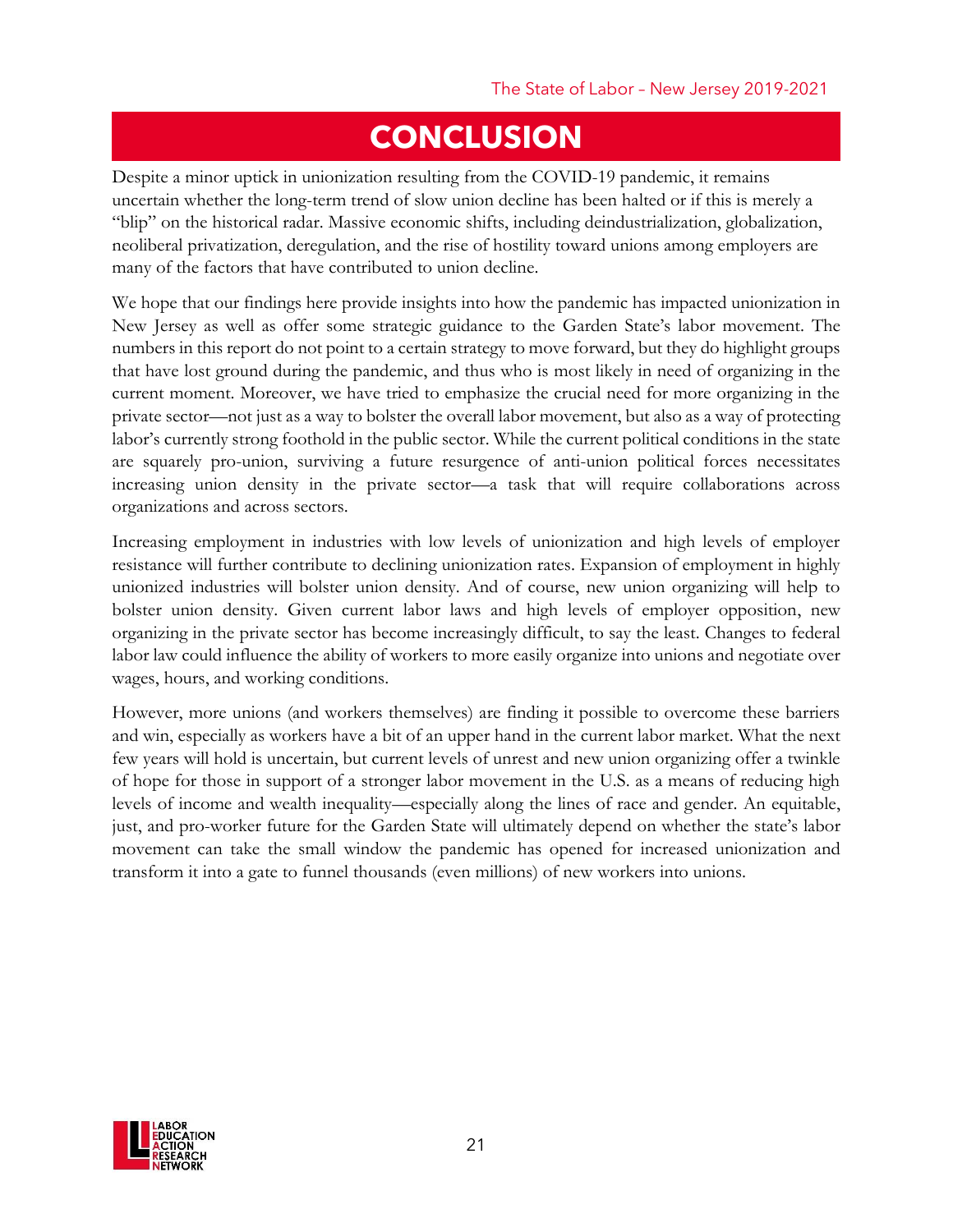# CONCLUSION

Despite a minor uptick in unionization resulting from the COVID-19 pandemic, it remains uncertain whether the long-term trend of slow union decline has been halted or if this is merely a "blip" on the historical radar. Massive economic shifts, including deindustrialization, globalization, neoliberal privatization, deregulation, and the rise of hostility toward unions among employers are many of the factors that have contributed to union decline.

We hope that our findings here provide insights into how the pandemic has impacted unionization in New Jersey as well as offer some strategic guidance to the Garden State's labor movement. The numbers in this report do not point to a certain strategy to move forward, but they do highlight groups that have lost ground during the pandemic, and thus who is most likely in need of organizing in the current moment. Moreover, we have tried to emphasize the crucial need for more organizing in the private sector—not just as a way to bolster the overall labor movement, but also as a way of protecting labor's currently strong foothold in the public sector. While the current political conditions in the state are squarely pro-union, surviving a future resurgence of anti-union political forces necessitates increasing union density in the private sector—a task that will require collaborations across organizations and across sectors.

Increasing employment in industries with low levels of unionization and high levels of employer resistance will further contribute to declining unionization rates. Expansion of employment in highly unionized industries will bolster union density. And of course, new union organizing will help to bolster union density. Given current labor laws and high levels of employer opposition, new organizing in the private sector has become increasingly difficult, to say the least. Changes to federal labor law could influence the ability of workers to more easily organize into unions and negotiate over wages, hours, and working conditions.

However, more unions (and workers themselves) are finding it possible to overcome these barriers and win, especially as workers have a bit of an upper hand in the current labor market. What the next few years will hold is uncertain, but current levels of unrest and new union organizing offer a twinkle of hope for those in support of a stronger labor movement in the U.S. as a means of reducing high levels of income and wealth inequality—especially along the lines of race and gender. An equitable, just, and pro-worker future for the Garden State will ultimately depend on whether the state's labor movement can take the small window the pandemic has opened for increased unionization and transform it into a gate to funnel thousands (even millions) of new workers into unions.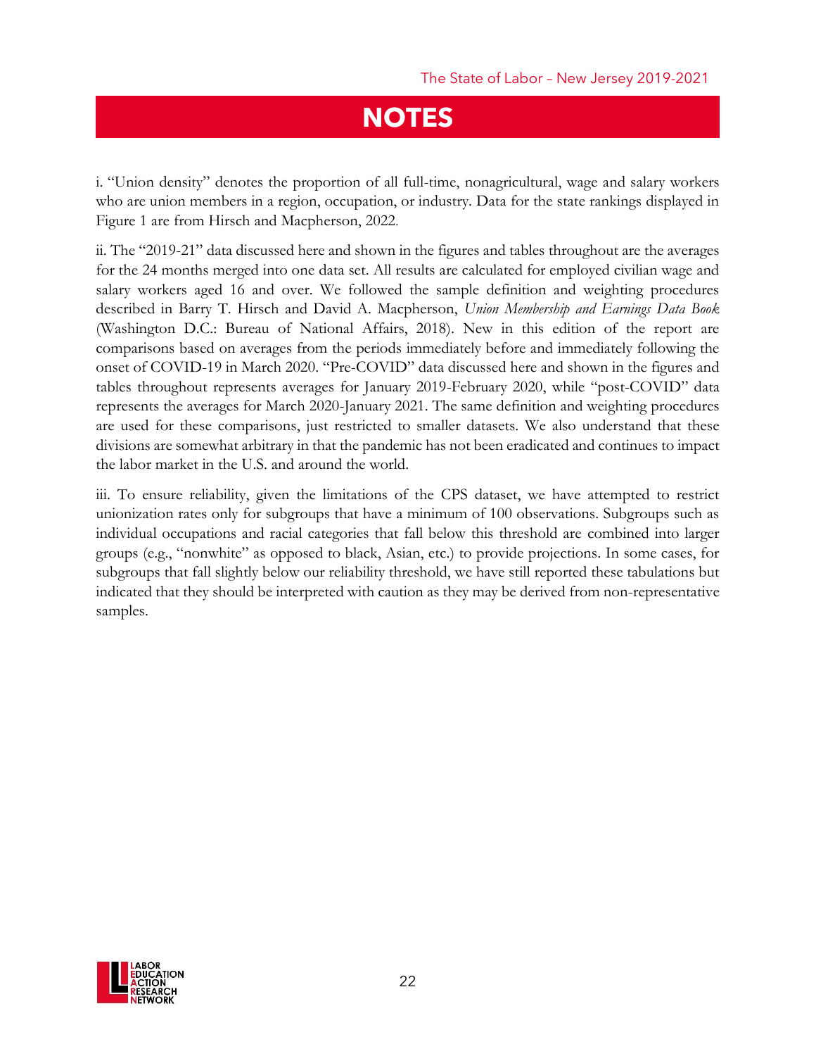# NOTES

i. "Union density" denotes the proportion of all full-time, nonagricultural, wage and salary workers who are union members in a region, occupation, or industry. Data for the state rankings displayed in Figure 1 are from Hirsch and Macpherson, 2022.

ii. The "2019-21" data discussed here and shown in the figures and tables throughout are the averages for the 24 months merged into one data set. All results are calculated for employed civilian wage and salary workers aged 16 and over. We followed the sample definition and weighting procedures described in Barry T. Hirsch and David A. Macpherson, *Union Membership and Earnings Data Book* (Washington D.C.: Bureau of National Affairs, 2018). New in this edition of the report are comparisons based on averages from the periods immediately before and immediately following the onset of COVID-19 in March 2020. "Pre-COVID" data discussed here and shown in the figures and tables throughout represents averages for January 2019-February 2020, while "post-COVID" data represents the averages for March 2020-January 2021. The same definition and weighting procedures are used for these comparisons, just restricted to smaller datasets. We also understand that these divisions are somewhat arbitrary in that the pandemic has not been eradicated and continues to impact the labor market in the U.S. and around the world.

iii. To ensure reliability, given the limitations of the CPS dataset, we have attempted to restrict unionization rates only for subgroups that have a minimum of 100 observations. Subgroups such as individual occupations and racial categories that fall below this threshold are combined into larger groups (e.g., "nonwhite" as opposed to black, Asian, etc.) to provide projections. In some cases, for subgroups that fall slightly below our reliability threshold, we have still reported these tabulations but indicated that they should be interpreted with caution as they may be derived from non-representative samples.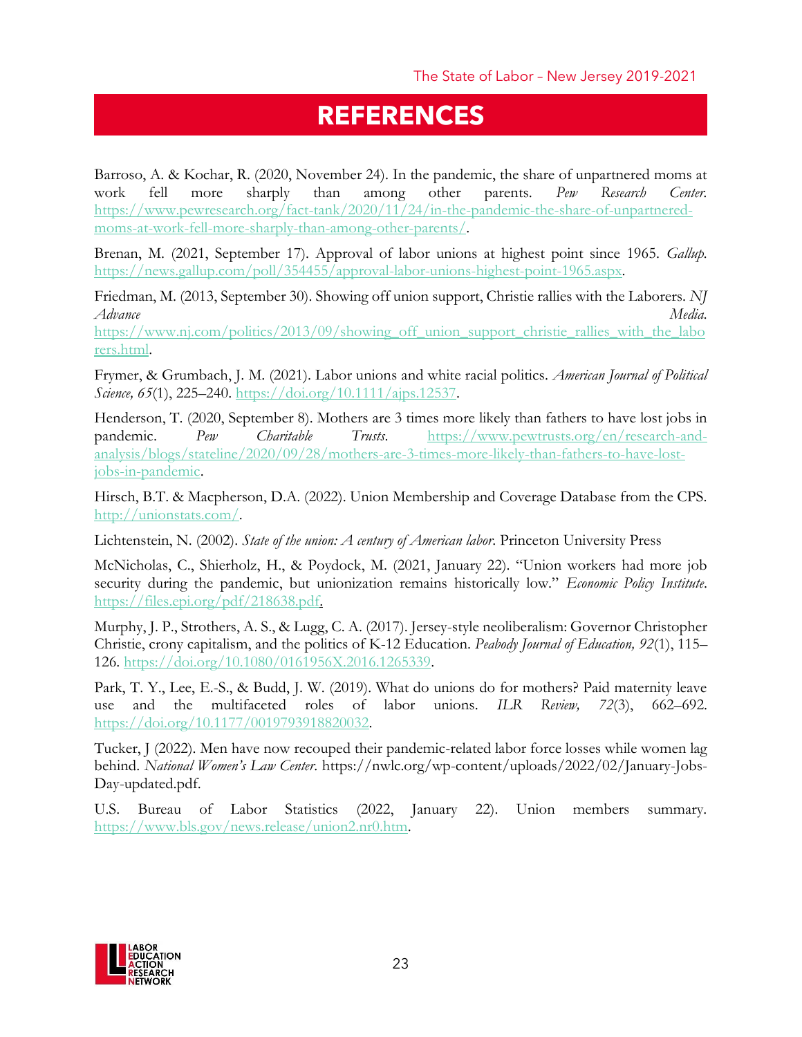# REFERENCES

Barroso, A. & Kochar, R. (2020, November 24). In the pandemic, the share of unpartnered moms at work fell more sharply than among other parents. *Pew Research Center.* https://www.pewresearch.org/fact-tank/2020/11/24/in-the-pandemic-the-share-of-unpartnered-moms-at-work-fell-more-sharply-than-among-other-parents/.

Brenan, M. (2021, September 17). Approval of labor unions at highest point since 1965. *Gallup.* https://news.gallup.com/poll/354455/approval-labor-unions-highest-point-1965.aspx.

Friedman, M. (2013, September 30). Showing off union support, Christie rallies with the Laborers. *NJ Advance Media.* https://www.nj.com/politics/2013/09/showing_off_union_support_christie_rallies_with_the_laborers.html.

Frymer, & Grumbach, J. M. (2021). Labor unions and white racial politics. *American Journal of Political Science, 65*(1), 225–240. https://doi.org/10.1111/ajps.12537.

Henderson, T. (2020, September 8). Mothers are 3 times more likely than fathers to have lost jobs in pandemic. *Pew Charitable Trusts.* https://www.pewtrusts.org/en/research-and-analysis/blogs/stateline/2020/09/28/mothers-are-3-times-more-likely-than-fathers-to-have-lost-jobs-in-pandemic.

Hirsch, B.T. & Macpherson, D.A. (2022). Union Membership and Coverage Database from the CPS. http://unionstats.com/.

Lichtenstein, N. (2002). *State of the union: A century of American labor.* Princeton University Press

McNicholas, C., Shierholz, H., & Poydock, M. (2021, January 22). "Union workers had more job security during the pandemic, but unionization remains historically low." *Economic Policy Institute.* https://files.epi.org/pdf/218638.pdf.

Murphy, J. P., Strothers, A. S., & Lugg, C. A. (2017). Jersey-style neoliberalism: Governor Christopher Christie, crony capitalism, and the politics of K-12 Education. *Peabody Journal of Education, 92*(1), 115–126. https://doi.org/10.1080/0161956X.2016.1265339.

Park, T. Y., Lee, E.-S., & Budd, J. W. (2019). What do unions do for mothers? Paid maternity leave use and the multifaceted roles of labor unions. *ILR Review, 72*(3), 662–692. https://doi.org/10.1177/0019793918820032.

Tucker, J (2022). Men have now recouped their pandemic-related labor force losses while women lag behind. *National Women's Law Center.* https://nwlc.org/wp-content/uploads/2022/02/January-Jobs-Day-updated.pdf.

U.S. Bureau of Labor Statistics (2022, January 22). Union members summary. https://www.bls.gov/news.release/union2.nr0.htm.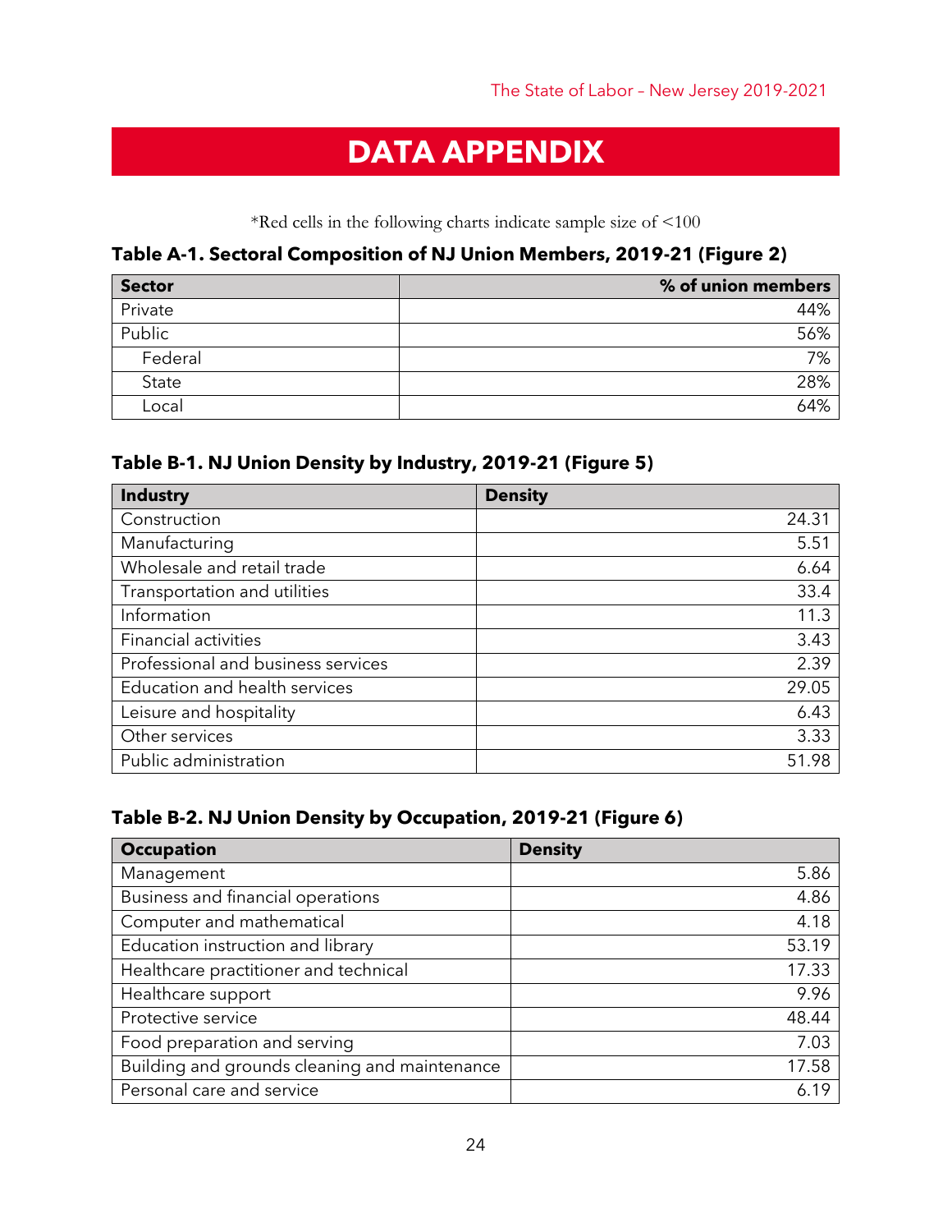# DATA APPENDIX

*Red cells in the following charts indicate sample size of <100

### Table A-1. Sectoral Composition of NJ Union Members, 2019-21 (Figure 2)

| Sector | % of union members |
|---|---:|
| Private | 44% |
| Public | 56% |
| Federal | 7% |
| State | 28% |
| Local | 64% |

### Table B-1. NJ Union Density by Industry, 2019-21 (Figure 5)

| Industry | Density |
|---|---:|
| Construction | 24.31 |
| Manufacturing | 5.51 |
| Wholesale and retail trade | 6.64 |
| Transportation and utilities | 33.4 |
| Information | 11.3 |
| Financial activities | 3.43 |
| Professional and business services | 2.39 |
| Education and health services | 29.05 |
| Leisure and hospitality | 6.43 |
| Other services | 3.33 |
| Public administration | 51.98 |

### Table B-2. NJ Union Density by Occupation, 2019-21 (Figure 6)

| Occupation | Density |
|---|---:|
| Management | 5.86 |
| Business and financial operations | 4.86 |
| Computer and mathematical | 4.18 |
| Education instruction and library | 53.19 |
| Healthcare practitioner and technical | 17.33 |
| Healthcare support | 9.96 |
| Protective service | 48.44 |
| Food preparation and serving | 7.03 |
| Building and grounds cleaning and maintenance | 17.58 |
| Personal care and service | 6.19 |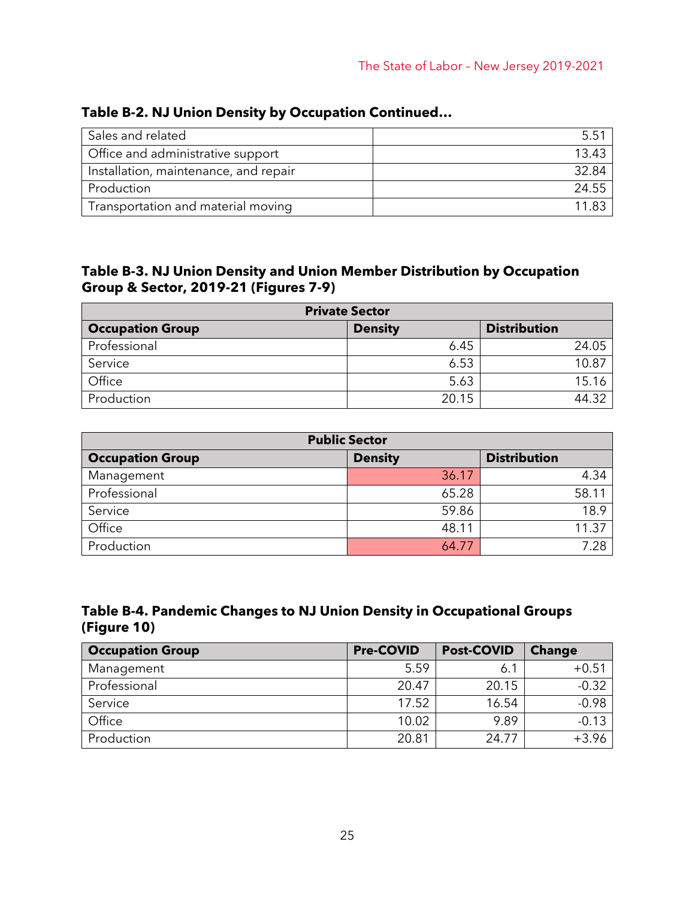### Table B-2. NJ Union Density by Occupation Continued...

| | |
|---|---|
| Sales and related | 5.51 |
| Office and administrative support | 13.43 |
| Installation, maintenance, and repair | 32.84 |
| Production | 24.55 |
| Transportation and material moving | 11.83 |

### Table B-3. NJ Union Density and Union Member Distribution by Occupation Group & Sector, 2019-21 (Figures 7-9)

| Private Sector | | |
|---|---|---|
| **Occupation Group** | **Density** | **Distribution** |
| Professional | 6.45 | 24.05 |
| Service | 6.53 | 10.87 |
| Office | 5.63 | 15.16 |
| Production | 20.15 | 44.32 |

| Public Sector | | |
|---|---|---|
| **Occupation Group** | **Density** | **Distribution** |
| Management | 36.17 | 4.34 |
| Professional | 65.28 | 58.11 |
| Service | 59.86 | 18.9 |
| Office | 48.11 | 11.37 |
| Production | 64.77 | 7.28 |

### Table B-4. Pandemic Changes to NJ Union Density in Occupational Groups (Figure 10)

| Occupation Group | Pre-COVID | Post-COVID | Change |
|---|---|---|---|
| Management | 5.59 | 6.1 | +0.51 |
| Professional | 20.47 | 20.15 | -0.32 |
| Service | 17.52 | 16.54 | -0.98 |
| Office | 10.02 | 9.89 | -0.13 |
| Production | 20.81 | 24.77 | +3.96 |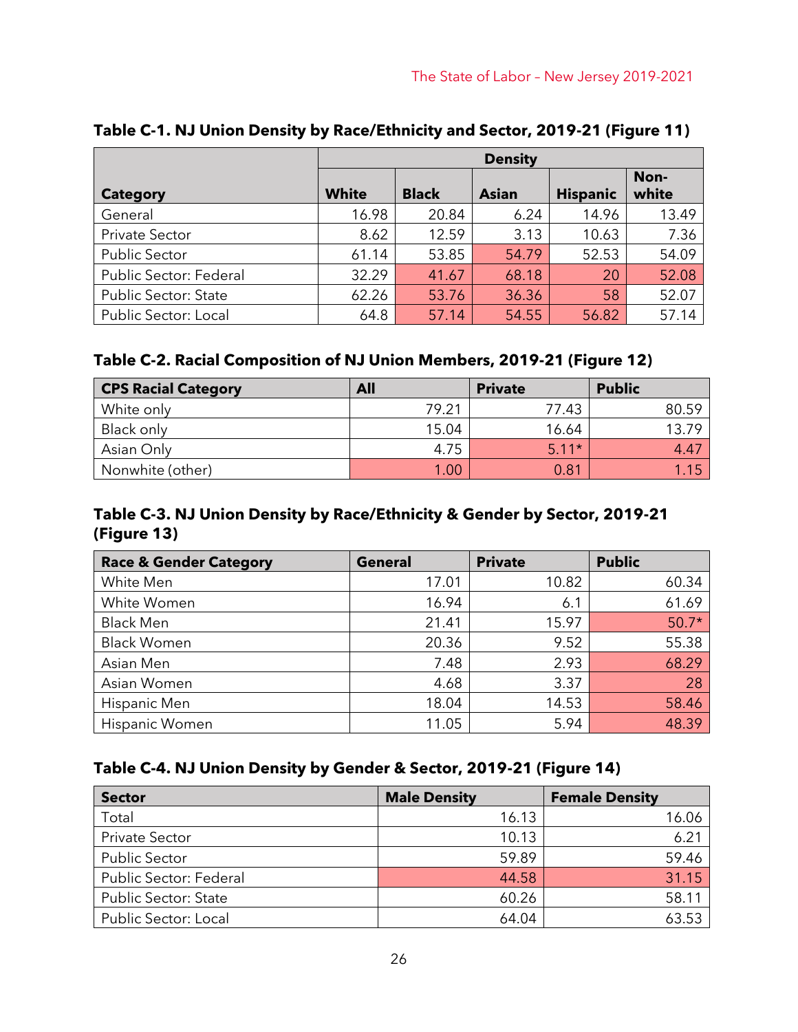### Table C-1. NJ Union Density by Race/Ethnicity and Sector, 2019-21 (Figure 11)

| Category | Density | | | | |
|---|---|---|---|---|---|
| | White | Black | Asian | Hispanic | Non-white |
| General | 16.98 | 20.84 | 6.24 | 14.96 | 13.49 |
| Private Sector | 8.62 | 12.59 | 3.13 | 10.63 | 7.36 |
| Public Sector | 61.14 | 53.85 | 54.79 | 52.53 | 54.09 |
| Public Sector: Federal | 32.29 | 41.67 | 68.18 | 20 | 52.08 |
| Public Sector: State | 62.26 | 53.76 | 36.36 | 58 | 52.07 |
| Public Sector: Local | 64.8 | 57.14 | 54.55 | 56.82 | 57.14 |

### Table C-2. Racial Composition of NJ Union Members, 2019-21 (Figure 12)

| CPS Racial Category | All | Private | Public |
|---|---|---|---|
| White only | 79.21 | 77.43 | 80.59 |
| Black only | 15.04 | 16.64 | 13.79 |
| Asian Only | 4.75 | 5.11* | 4.47 |
| Nonwhite (other) | 1.00 | 0.81 | 1.15 |

### Table C-3. NJ Union Density by Race/Ethnicity & Gender by Sector, 2019-21 (Figure 13)

| Race & Gender Category | General | Private | Public |
|---|---|---|---|
| White Men | 17.01 | 10.82 | 60.34 |
| White Women | 16.94 | 6.1 | 61.69 |
| Black Men | 21.41 | 15.97 | 50.7* |
| Black Women | 20.36 | 9.52 | 55.38 |
| Asian Men | 7.48 | 2.93 | 68.29 |
| Asian Women | 4.68 | 3.37 | 28 |
| Hispanic Men | 18.04 | 14.53 | 58.46 |
| Hispanic Women | 11.05 | 5.94 | 48.39 |

### Table C-4. NJ Union Density by Gender & Sector, 2019-21 (Figure 14)

| Sector | Male Density | Female Density |
|---|---|---|
| Total | 16.13 | 16.06 |
| Private Sector | 10.13 | 6.21 |
| Public Sector | 59.89 | 59.46 |
| Public Sector: Federal | 44.58 | 31.15 |
| Public Sector: State | 60.26 | 58.11 |
| Public Sector: Local | 64.04 | 63.53 |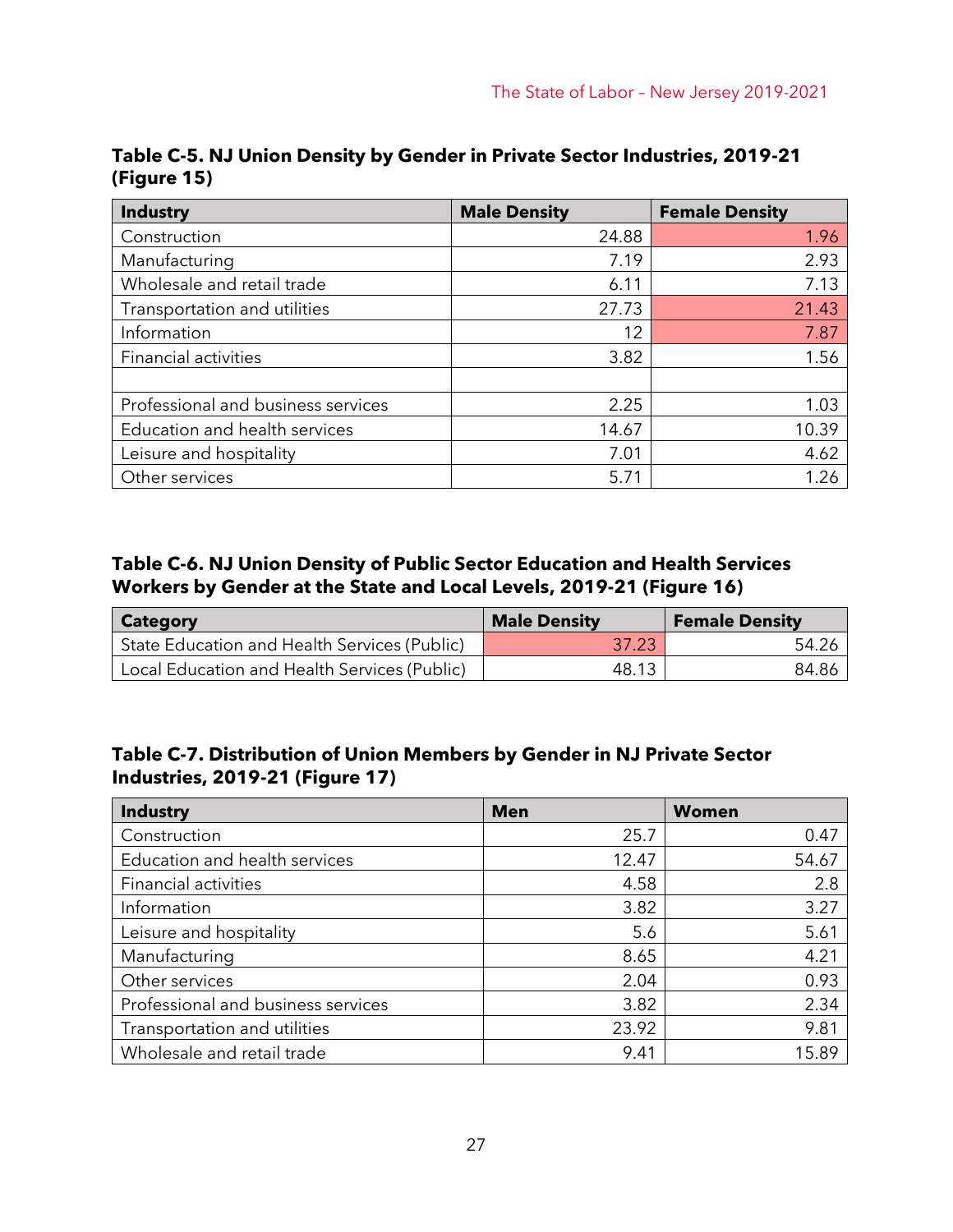**Table C-5. NJ Union Density by Gender in Private Sector Industries, 2019-21 (Figure 15)**

| Industry | Male Density | Female Density |
|---|---|---|
| Construction | 24.88 | 1.96 |
| Manufacturing | 7.19 | 2.93 |
| Wholesale and retail trade | 6.11 | 7.13 |
| Transportation and utilities | 27.73 | 21.43 |
| Information | 12 | 7.87 |
| Financial activities | 3.82 | 1.56 |
| | | |
| Professional and business services | 2.25 | 1.03 |
| Education and health services | 14.67 | 10.39 |
| Leisure and hospitality | 7.01 | 4.62 |
| Other services | 5.71 | 1.26 |

**Table C-6. NJ Union Density of Public Sector Education and Health Services Workers by Gender at the State and Local Levels, 2019-21 (Figure 16)**

| Category | Male Density | Female Density |
|---|---|---|
| State Education and Health Services (Public) | 37.23 | 54.26 |
| Local Education and Health Services (Public) | 48.13 | 84.86 |

**Table C-7. Distribution of Union Members by Gender in NJ Private Sector Industries, 2019-21 (Figure 17)**

| Industry | Men | Women |
|---|---|---|
| Construction | 25.7 | 0.47 |
| Education and health services | 12.47 | 54.67 |
| Financial activities | 4.58 | 2.8 |
| Information | 3.82 | 3.27 |
| Leisure and hospitality | 5.6 | 5.61 |
| Manufacturing | 8.65 | 4.21 |
| Other services | 2.04 | 0.93 |
| Professional and business services | 3.82 | 2.34 |
| Transportation and utilities | 23.92 | 9.81 |
| Wholesale and retail trade | 9.41 | 15.89 |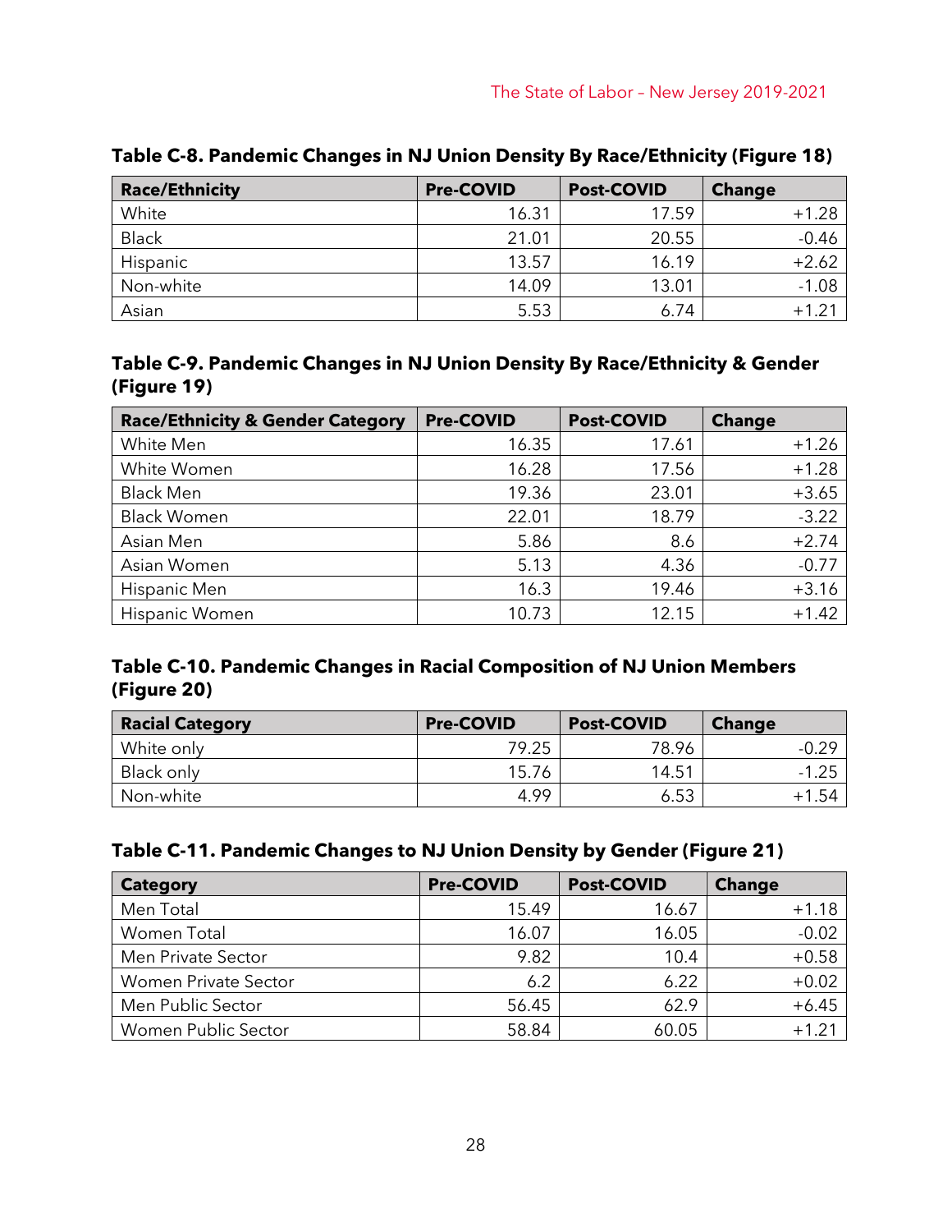## Table C-8. Pandemic Changes in NJ Union Density By Race/Ethnicity (Figure 18)

| Race/Ethnicity | Pre-COVID | Post-COVID | Change |
|---|---|---|---|
| White | 16.31 | 17.59 | +1.28 |
| Black | 21.01 | 20.55 | -0.46 |
| Hispanic | 13.57 | 16.19 | +2.62 |
| Non-white | 14.09 | 13.01 | -1.08 |
| Asian | 5.53 | 6.74 | +1.21 |

## Table C-9. Pandemic Changes in NJ Union Density By Race/Ethnicity & Gender (Figure 19)

| Race/Ethnicity & Gender Category | Pre-COVID | Post-COVID | Change |
|---|---|---|---|
| White Men | 16.35 | 17.61 | +1.26 |
| White Women | 16.28 | 17.56 | +1.28 |
| Black Men | 19.36 | 23.01 | +3.65 |
| Black Women | 22.01 | 18.79 | -3.22 |
| Asian Men | 5.86 | 8.6 | +2.74 |
| Asian Women | 5.13 | 4.36 | -0.77 |
| Hispanic Men | 16.3 | 19.46 | +3.16 |
| Hispanic Women | 10.73 | 12.15 | +1.42 |

## Table C-10. Pandemic Changes in Racial Composition of NJ Union Members (Figure 20)

| Racial Category | Pre-COVID | Post-COVID | Change |
|---|---|---|---|
| White only | 79.25 | 78.96 | -0.29 |
| Black only | 15.76 | 14.51 | -1.25 |
| Non-white | 4.99 | 6.53 | +1.54 |

## Table C-11. Pandemic Changes to NJ Union Density by Gender (Figure 21)

| Category | Pre-COVID | Post-COVID | Change |
|---|---|---|---|
| Men Total | 15.49 | 16.67 | +1.18 |
| Women Total | 16.07 | 16.05 | -0.02 |
| Men Private Sector | 9.82 | 10.4 | +0.58 |
| Women Private Sector | 6.2 | 6.22 | +0.02 |
| Men Public Sector | 56.45 | 62.9 | +6.45 |
| Women Public Sector | 58.84 | 60.05 | +1.21 |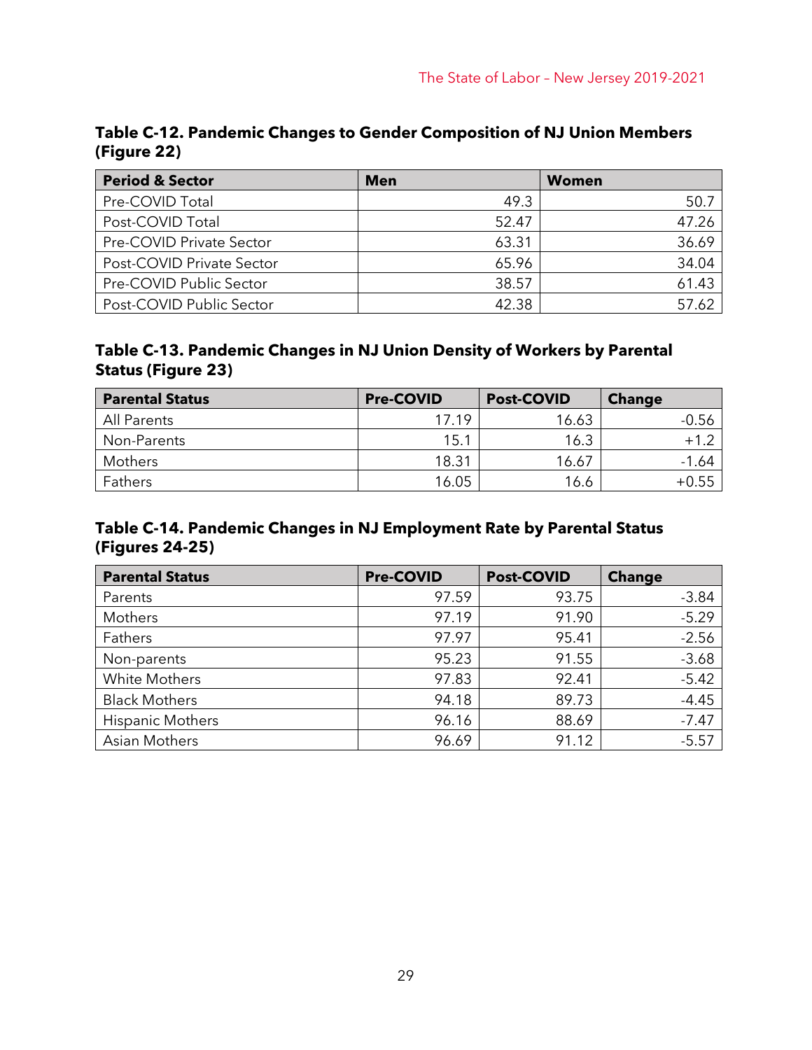**Table C-12. Pandemic Changes to Gender Composition of NJ Union Members (Figure 22)**

| Period & Sector | Men | Women |
| --- | --- | --- |
| Pre-COVID Total | 49.3 | 50.7 |
| Post-COVID Total | 52.47 | 47.26 |
| Pre-COVID Private Sector | 63.31 | 36.69 |
| Post-COVID Private Sector | 65.96 | 34.04 |
| Pre-COVID Public Sector | 38.57 | 61.43 |
| Post-COVID Public Sector | 42.38 | 57.62 |

**Table C-13. Pandemic Changes in NJ Union Density of Workers by Parental Status (Figure 23)**

| Parental Status | Pre-COVID | Post-COVID | Change |
| --- | --- | --- | --- |
| All Parents | 17.19 | 16.63 | -0.56 |
| Non-Parents | 15.1 | 16.3 | +1.2 |
| Mothers | 18.31 | 16.67 | -1.64 |
| Fathers | 16.05 | 16.6 | +0.55 |

**Table C-14. Pandemic Changes in NJ Employment Rate by Parental Status (Figures 24-25)**

| Parental Status | Pre-COVID | Post-COVID | Change |
| --- | --- | --- | --- |
| Parents | 97.59 | 93.75 | -3.84 |
| Mothers | 97.19 | 91.90 | -5.29 |
| Fathers | 97.97 | 95.41 | -2.56 |
| Non-parents | 95.23 | 91.55 | -3.68 |
| White Mothers | 97.83 | 92.41 | -5.42 |
| Black Mothers | 94.18 | 89.73 | -4.45 |
| Hispanic Mothers | 96.16 | 88.69 | -7.47 |
| Asian Mothers | 96.69 | 91.12 | -5.57 |